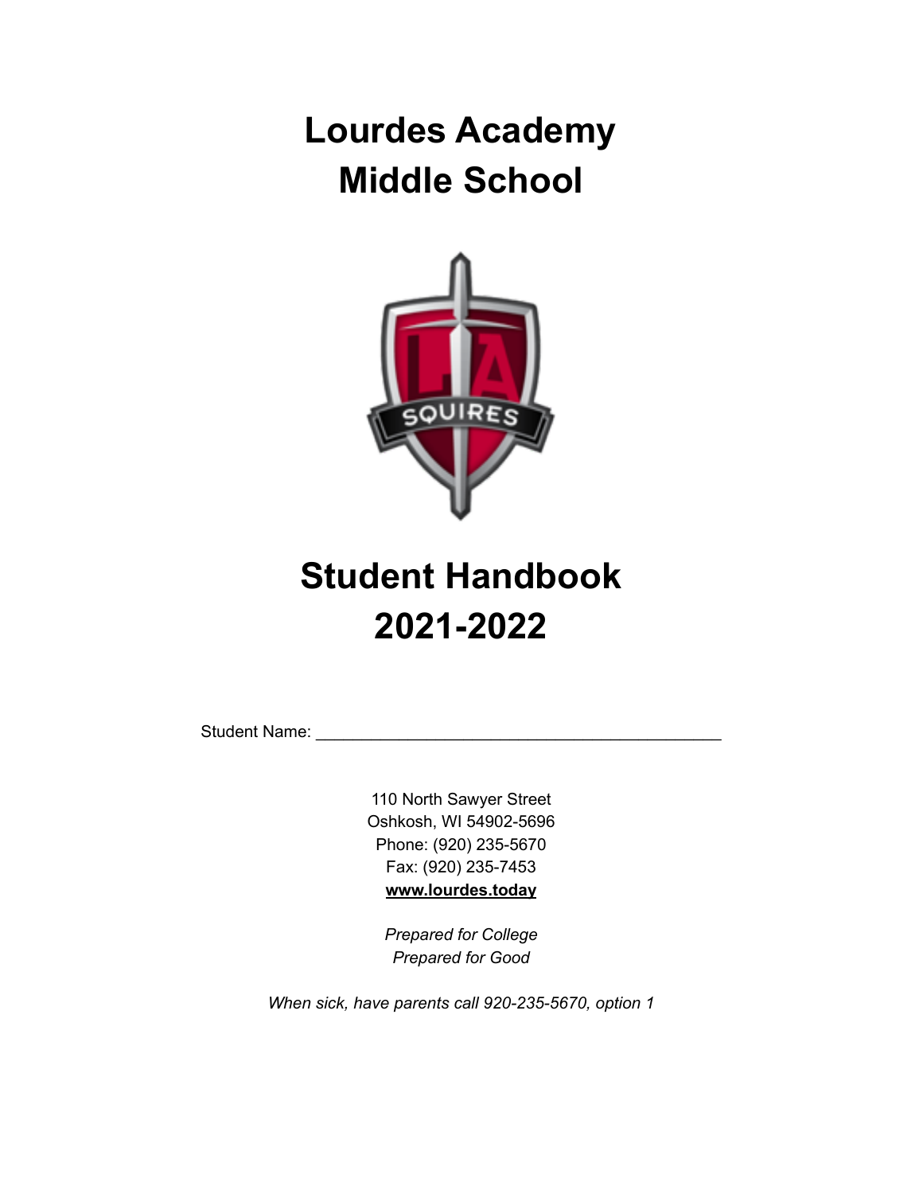# Lourdes Academy Middle School

# Student Handbook 2021-2022

Student Name: ___________________________________________

110 North Sawyer Street
Oshkosh, WI 54902-5696
Phone: (920) 235-5670
Fax: (920) 235-7453
**www.lourdes.today**

*Prepared for College*
*Prepared for Good*

*When sick, have parents call 920-235-5670, option 1*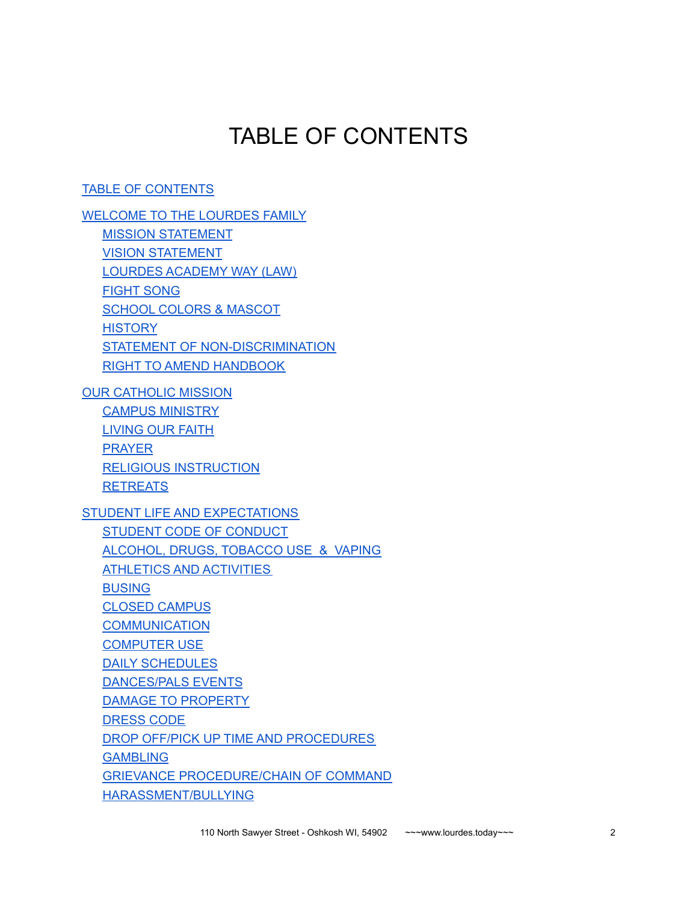# TABLE OF CONTENTS

TABLE OF CONTENTS

WELCOME TO THE LOURDES FAMILY
- MISSION STATEMENT
- VISION STATEMENT
- LOURDES ACADEMY WAY (LAW)
- FIGHT SONG
- SCHOOL COLORS & MASCOT
- HISTORY
- STATEMENT OF NON-DISCRIMINATION
- RIGHT TO AMEND HANDBOOK

OUR CATHOLIC MISSION
- CAMPUS MINISTRY
- LIVING OUR FAITH
- PRAYER
- RELIGIOUS INSTRUCTION
- RETREATS

STUDENT LIFE AND EXPECTATIONS
- STUDENT CODE OF CONDUCT
- ALCOHOL, DRUGS, TOBACCO USE & VAPING
- ATHLETICS AND ACTIVITIES
- BUSING
- CLOSED CAMPUS
- COMMUNICATION
- COMPUTER USE
- DAILY SCHEDULES
- DANCES/PALS EVENTS
- DAMAGE TO PROPERTY
- DRESS CODE
- DROP OFF/PICK UP TIME AND PROCEDURES
- GAMBLING
- GRIEVANCE PROCEDURE/CHAIN OF COMMAND
- HARASSMENT/BULLYING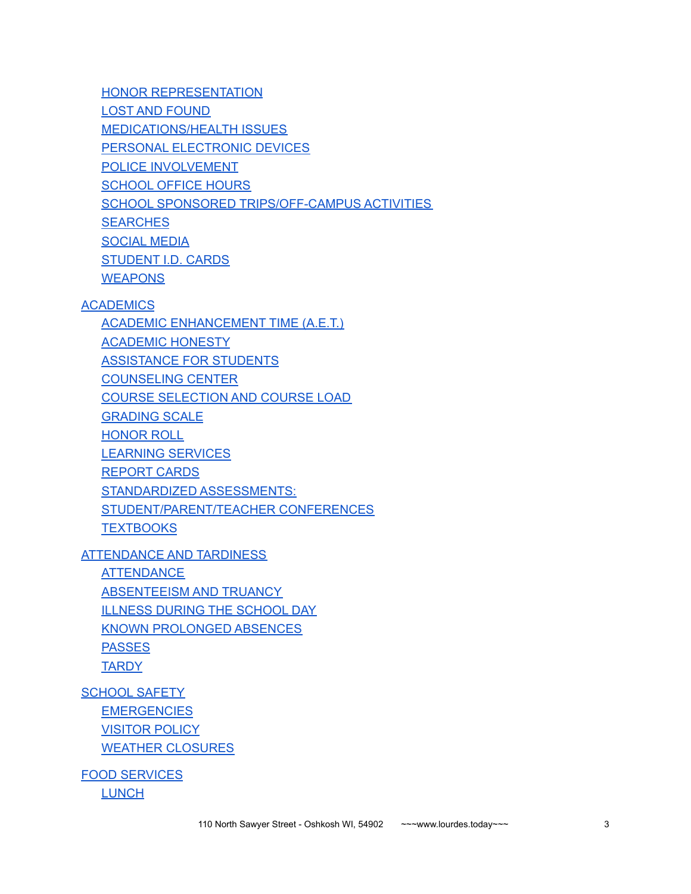- HONOR REPRESENTATION
- LOST AND FOUND
- MEDICATIONS/HEALTH ISSUES
- PERSONAL ELECTRONIC DEVICES
- POLICE INVOLVEMENT
- SCHOOL OFFICE HOURS
- SCHOOL SPONSORED TRIPS/OFF-CAMPUS ACTIVITIES
- SEARCHES
- SOCIAL MEDIA
- STUDENT I.D. CARDS
- WEAPONS

ACADEMICS

- ACADEMIC ENHANCEMENT TIME (A.E.T.)
- ACADEMIC HONESTY
- ASSISTANCE FOR STUDENTS
- COUNSELING CENTER
- COURSE SELECTION AND COURSE LOAD
- GRADING SCALE
- HONOR ROLL
- LEARNING SERVICES
- REPORT CARDS
- STANDARDIZED ASSESSMENTS:
- STUDENT/PARENT/TEACHER CONFERENCES
- TEXTBOOKS

ATTENDANCE AND TARDINESS

- ATTENDANCE
- ABSENTEEISM AND TRUANCY
- ILLNESS DURING THE SCHOOL DAY
- KNOWN PROLONGED ABSENCES
- PASSES
- TARDY

SCHOOL SAFETY

- EMERGENCIES
- VISITOR POLICY
- WEATHER CLOSURES

FOOD SERVICES

- LUNCH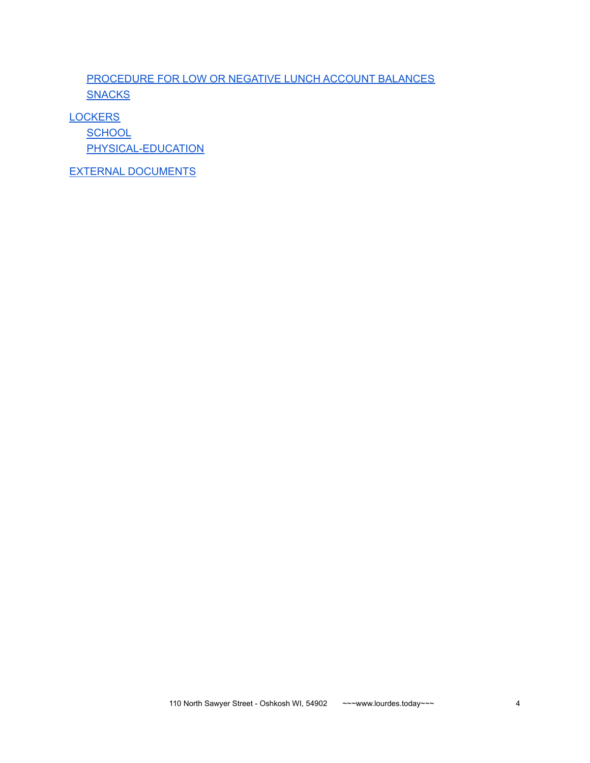- PROCEDURE FOR LOW OR NEGATIVE LUNCH ACCOUNT BALANCES
- SNACKS

LOCKERS

- SCHOOL
- PHYSICAL-EDUCATION

EXTERNAL DOCUMENTS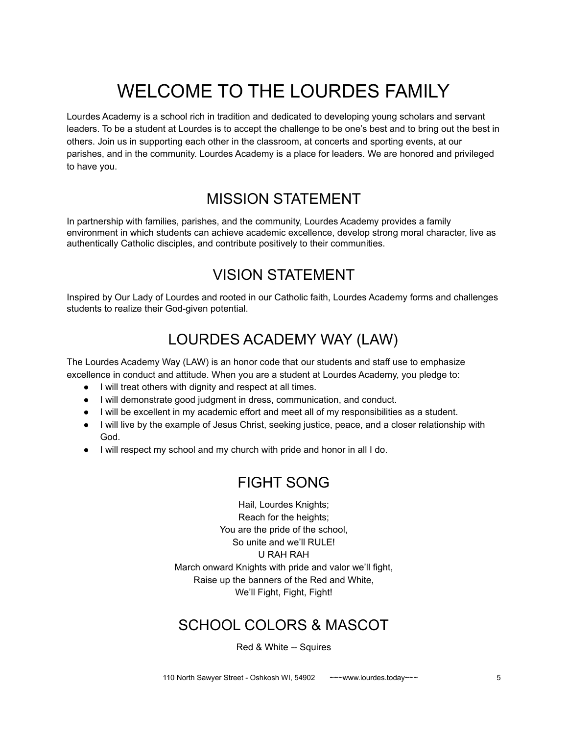# WELCOME TO THE LOURDES FAMILY

Lourdes Academy is a school rich in tradition and dedicated to developing young scholars and servant leaders. To be a student at Lourdes is to accept the challenge to be one's best and to bring out the best in others. Join us in supporting each other in the classroom, at concerts and sporting events, at our parishes, and in the community. Lourdes Academy is a place for leaders. We are honored and privileged to have you.

## MISSION STATEMENT

In partnership with families, parishes, and the community, Lourdes Academy provides a family environment in which students can achieve academic excellence, develop strong moral character, live as authentically Catholic disciples, and contribute positively to their communities.

## VISION STATEMENT

Inspired by Our Lady of Lourdes and rooted in our Catholic faith, Lourdes Academy forms and challenges students to realize their God-given potential.

## LOURDES ACADEMY WAY (LAW)

The Lourdes Academy Way (LAW) is an honor code that our students and staff use to emphasize excellence in conduct and attitude. When you are a student at Lourdes Academy, you pledge to:

- I will treat others with dignity and respect at all times.
- I will demonstrate good judgment in dress, communication, and conduct.
- I will be excellent in my academic effort and meet all of my responsibilities as a student.
- I will live by the example of Jesus Christ, seeking justice, peace, and a closer relationship with God.
- I will respect my school and my church with pride and honor in all I do.

## FIGHT SONG

Hail, Lourdes Knights;  
Reach for the heights;  
You are the pride of the school,  
So unite and we'll RULE!  
U RAH RAH  
March onward Knights with pride and valor we'll fight,  
Raise up the banners of the Red and White,  
We'll Fight, Fight, Fight!

## SCHOOL COLORS & MASCOT

Red & White -- Squires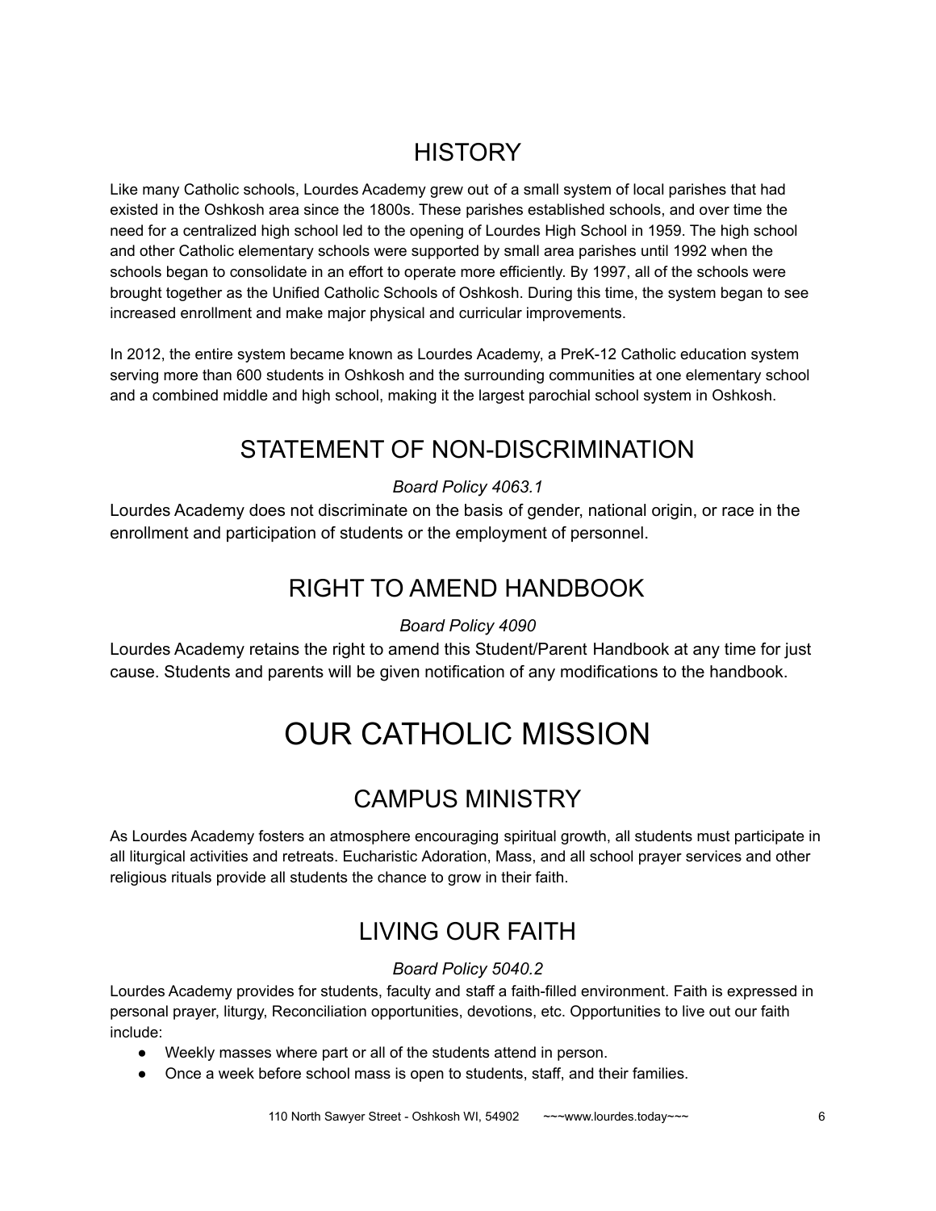## HISTORY

Like many Catholic schools, Lourdes Academy grew out of a small system of local parishes that had existed in the Oshkosh area since the 1800s. These parishes established schools, and over time the need for a centralized high school led to the opening of Lourdes High School in 1959. The high school and other Catholic elementary schools were supported by small area parishes until 1992 when the schools began to consolidate in an effort to operate more efficiently. By 1997, all of the schools were brought together as the Unified Catholic Schools of Oshkosh. During this time, the system began to see increased enrollment and make major physical and curricular improvements.

In 2012, the entire system became known as Lourdes Academy, a PreK-12 Catholic education system serving more than 600 students in Oshkosh and the surrounding communities at one elementary school and a combined middle and high school, making it the largest parochial school system in Oshkosh.

## STATEMENT OF NON-DISCRIMINATION

*Board Policy 4063.1*

Lourdes Academy does not discriminate on the basis of gender, national origin, or race in the enrollment and participation of students or the employment of personnel.

## RIGHT TO AMEND HANDBOOK

*Board Policy 4090*

Lourdes Academy retains the right to amend this Student/Parent Handbook at any time for just cause. Students and parents will be given notification of any modifications to the handbook.

# OUR CATHOLIC MISSION

## CAMPUS MINISTRY

As Lourdes Academy fosters an atmosphere encouraging spiritual growth, all students must participate in all liturgical activities and retreats. Eucharistic Adoration, Mass, and all school prayer services and other religious rituals provide all students the chance to grow in their faith.

## LIVING OUR FAITH

*Board Policy 5040.2*

Lourdes Academy provides for students, faculty and staff a faith-filled environment. Faith is expressed in personal prayer, liturgy, Reconciliation opportunities, devotions, etc. Opportunities to live out our faith include:

- Weekly masses where part or all of the students attend in person.
- Once a week before school mass is open to students, staff, and their families.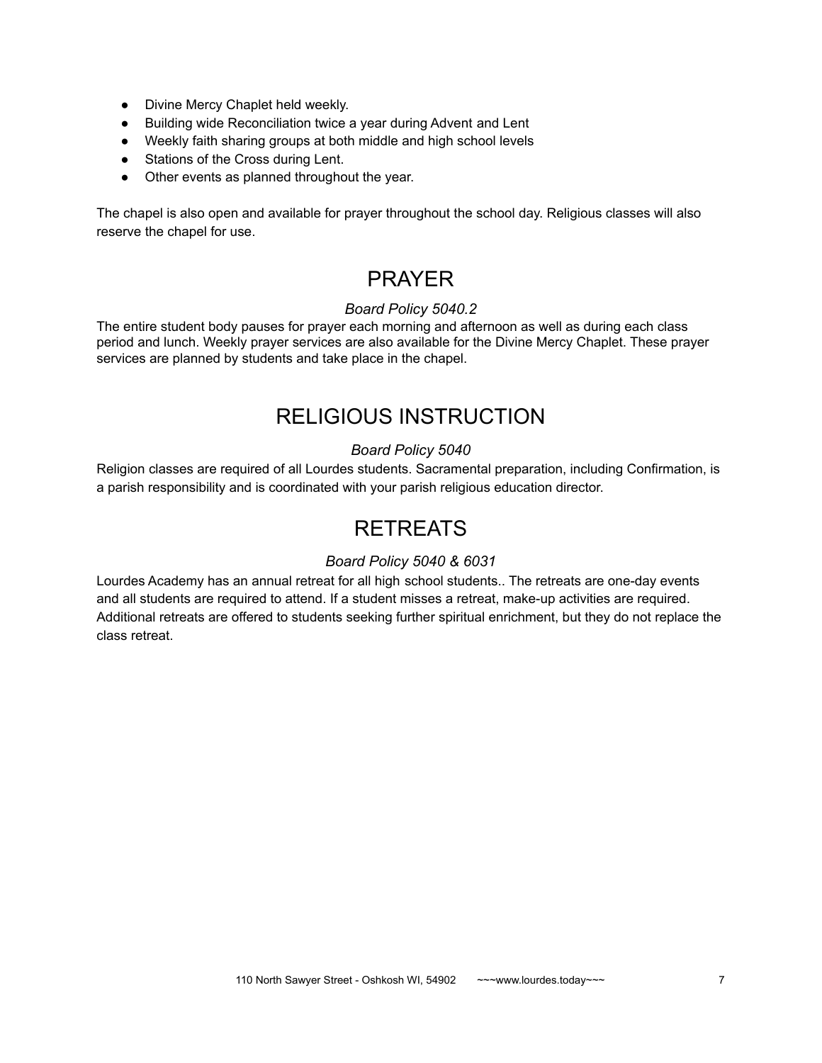- Divine Mercy Chaplet held weekly.
- Building wide Reconciliation twice a year during Advent and Lent
- Weekly faith sharing groups at both middle and high school levels
- Stations of the Cross during Lent.
- Other events as planned throughout the year.

The chapel is also open and available for prayer throughout the school day. Religious classes will also reserve the chapel for use.

# PRAYER

*Board Policy 5040.2*

The entire student body pauses for prayer each morning and afternoon as well as during each class period and lunch. Weekly prayer services are also available for the Divine Mercy Chaplet. These prayer services are planned by students and take place in the chapel.

# RELIGIOUS INSTRUCTION

*Board Policy 5040*

Religion classes are required of all Lourdes students. Sacramental preparation, including Confirmation, is a parish responsibility and is coordinated with your parish religious education director.

# RETREATS

*Board Policy 5040 & 6031*

Lourdes Academy has an annual retreat for all high school students.. The retreats are one-day events and all students are required to attend. If a student misses a retreat, make-up activities are required. Additional retreats are offered to students seeking further spiritual enrichment, but they do not replace the class retreat.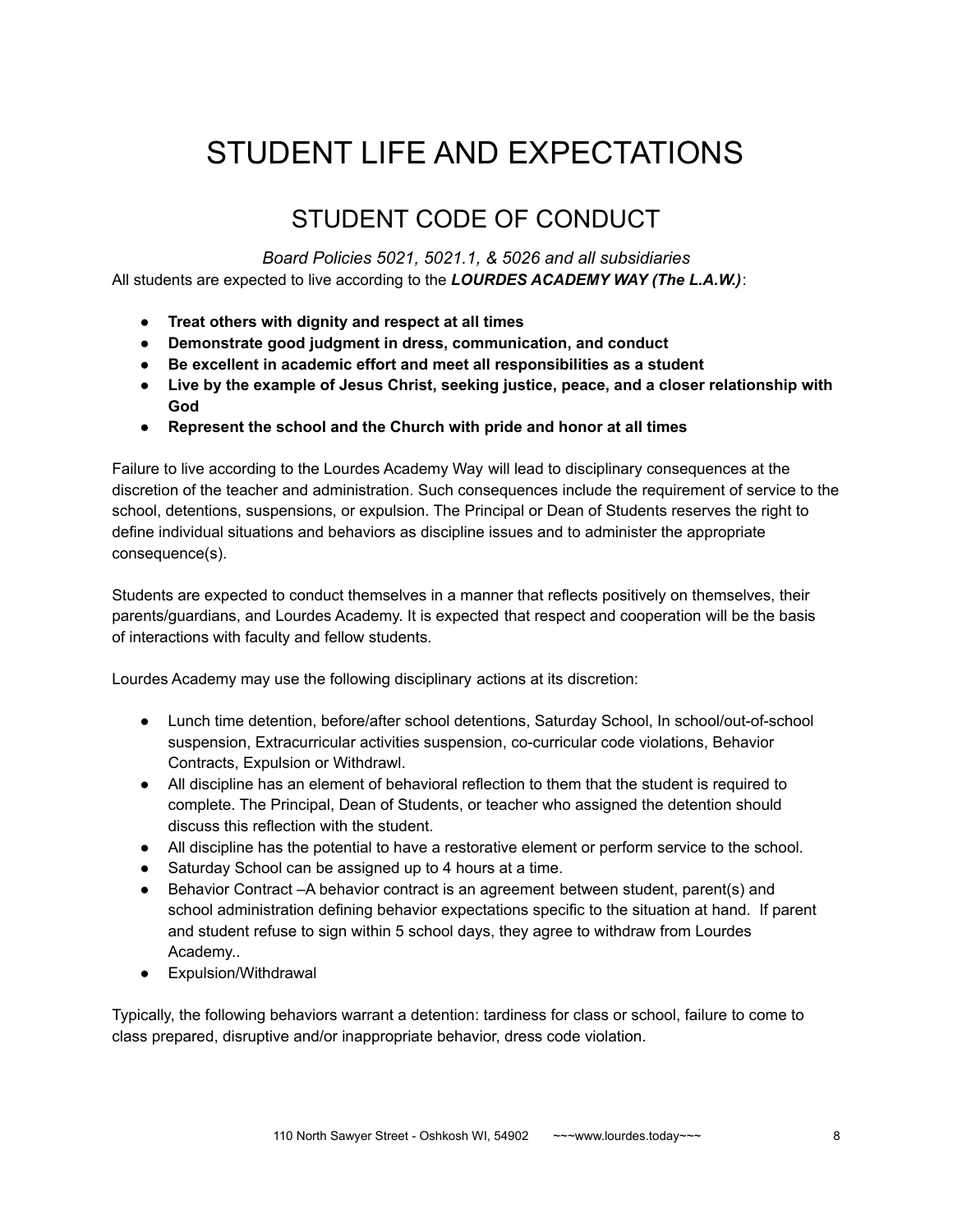# STUDENT LIFE AND EXPECTATIONS

## STUDENT CODE OF CONDUCT

*Board Policies 5021, 5021.1, & 5026 and all subsidiaries*

All students are expected to live according to the ***LOURDES ACADEMY WAY (The L.A.W.)***:

- **Treat others with dignity and respect at all times**
- **Demonstrate good judgment in dress, communication, and conduct**
- **Be excellent in academic effort and meet all responsibilities as a student**
- **Live by the example of Jesus Christ, seeking justice, peace, and a closer relationship with God**
- **Represent the school and the Church with pride and honor at all times**

Failure to live according to the Lourdes Academy Way will lead to disciplinary consequences at the discretion of the teacher and administration. Such consequences include the requirement of service to the school, detentions, suspensions, or expulsion. The Principal or Dean of Students reserves the right to define individual situations and behaviors as discipline issues and to administer the appropriate consequence(s).

Students are expected to conduct themselves in a manner that reflects positively on themselves, their parents/guardians, and Lourdes Academy. It is expected that respect and cooperation will be the basis of interactions with faculty and fellow students.

Lourdes Academy may use the following disciplinary actions at its discretion:

- Lunch time detention, before/after school detentions, Saturday School, In school/out-of-school suspension, Extracurricular activities suspension, co-curricular code violations, Behavior Contracts, Expulsion or Withdrawl.
- All discipline has an element of behavioral reflection to them that the student is required to complete. The Principal, Dean of Students, or teacher who assigned the detention should discuss this reflection with the student.
- All discipline has the potential to have a restorative element or perform service to the school.
- Saturday School can be assigned up to 4 hours at a time.
- Behavior Contract –A behavior contract is an agreement between student, parent(s) and school administration defining behavior expectations specific to the situation at hand. If parent and student refuse to sign within 5 school days, they agree to withdraw from Lourdes Academy..
- Expulsion/Withdrawal

Typically, the following behaviors warrant a detention: tardiness for class or school, failure to come to class prepared, disruptive and/or inappropriate behavior, dress code violation.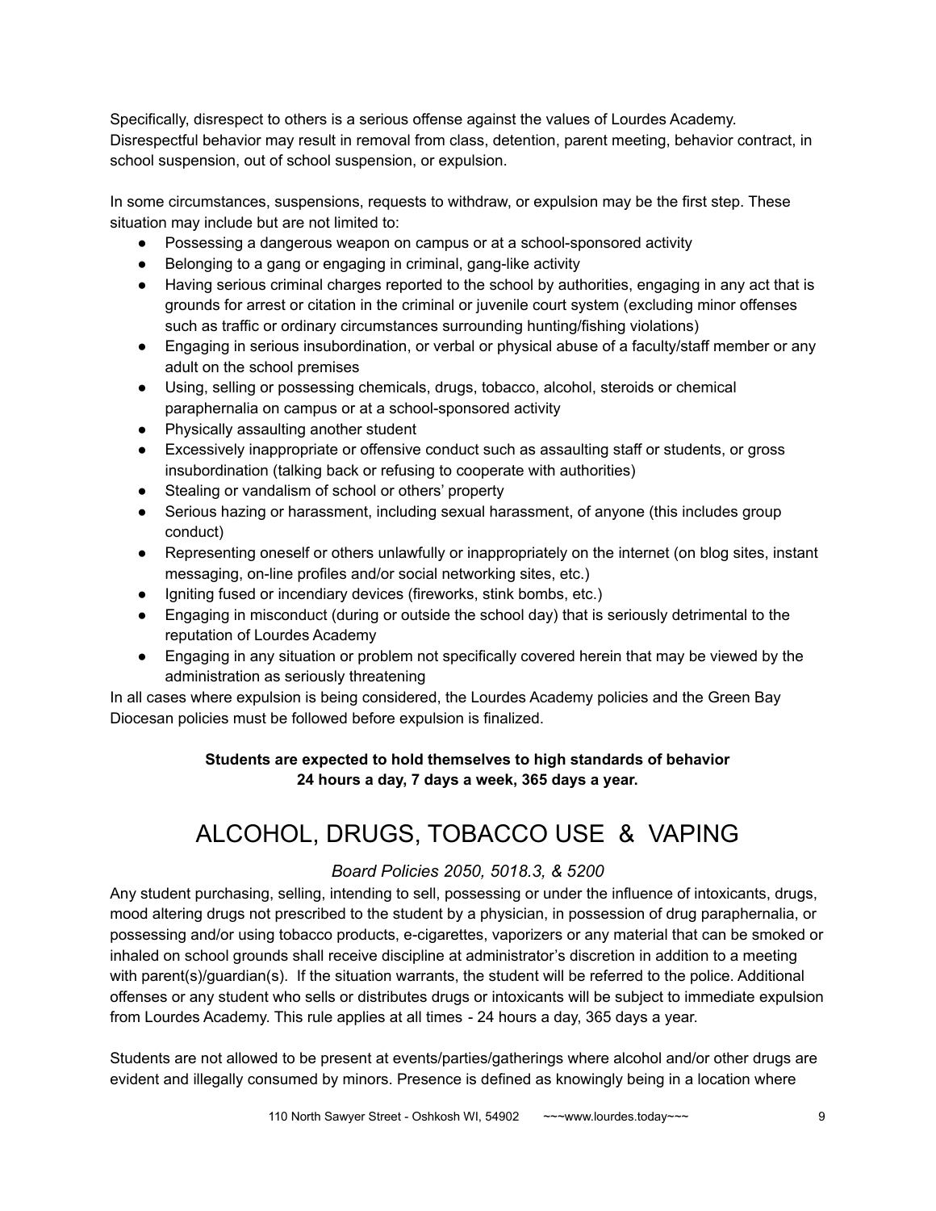Specifically, disrespect to others is a serious offense against the values of Lourdes Academy. Disrespectful behavior may result in removal from class, detention, parent meeting, behavior contract, in school suspension, out of school suspension, or expulsion.

In some circumstances, suspensions, requests to withdraw, or expulsion may be the first step. These situation may include but are not limited to:

- Possessing a dangerous weapon on campus or at a school-sponsored activity
- Belonging to a gang or engaging in criminal, gang-like activity
- Having serious criminal charges reported to the school by authorities, engaging in any act that is grounds for arrest or citation in the criminal or juvenile court system (excluding minor offenses such as traffic or ordinary circumstances surrounding hunting/fishing violations)
- Engaging in serious insubordination, or verbal or physical abuse of a faculty/staff member or any adult on the school premises
- Using, selling or possessing chemicals, drugs, tobacco, alcohol, steroids or chemical paraphernalia on campus or at a school-sponsored activity
- Physically assaulting another student
- Excessively inappropriate or offensive conduct such as assaulting staff or students, or gross insubordination (talking back or refusing to cooperate with authorities)
- Stealing or vandalism of school or others' property
- Serious hazing or harassment, including sexual harassment, of anyone (this includes group conduct)
- Representing oneself or others unlawfully or inappropriately on the internet (on blog sites, instant messaging, on-line profiles and/or social networking sites, etc.)
- Igniting fused or incendiary devices (fireworks, stink bombs, etc.)
- Engaging in misconduct (during or outside the school day) that is seriously detrimental to the reputation of Lourdes Academy
- Engaging in any situation or problem not specifically covered herein that may be viewed by the administration as seriously threatening

In all cases where expulsion is being considered, the Lourdes Academy policies and the Green Bay Diocesan policies must be followed before expulsion is finalized.

**Students are expected to hold themselves to high standards of behavior 24 hours a day, 7 days a week, 365 days a year.**

# ALCOHOL, DRUGS, TOBACCO USE & VAPING

*Board Policies 2050, 5018.3, & 5200*

Any student purchasing, selling, intending to sell, possessing or under the influence of intoxicants, drugs, mood altering drugs not prescribed to the student by a physician, in possession of drug paraphernalia, or possessing and/or using tobacco products, e-cigarettes, vaporizers or any material that can be smoked or inhaled on school grounds shall receive discipline at administrator's discretion in addition to a meeting with parent(s)/guardian(s). If the situation warrants, the student will be referred to the police. Additional offenses or any student who sells or distributes drugs or intoxicants will be subject to immediate expulsion from Lourdes Academy. This rule applies at all times - 24 hours a day, 365 days a year.

Students are not allowed to be present at events/parties/gatherings where alcohol and/or other drugs are evident and illegally consumed by minors. Presence is defined as knowingly being in a location where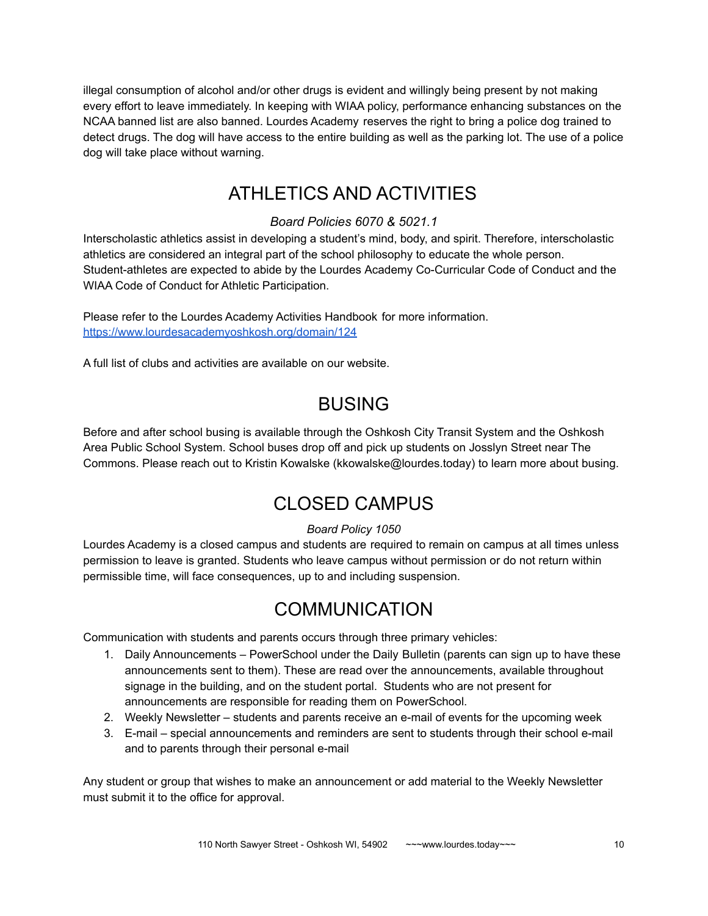illegal consumption of alcohol and/or other drugs is evident and willingly being present by not making every effort to leave immediately. In keeping with WIAA policy, performance enhancing substances on the NCAA banned list are also banned. Lourdes Academy reserves the right to bring a police dog trained to detect drugs. The dog will have access to the entire building as well as the parking lot. The use of a police dog will take place without warning.

# ATHLETICS AND ACTIVITIES

*Board Policies 6070 & 5021.1*

Interscholastic athletics assist in developing a student's mind, body, and spirit. Therefore, interscholastic athletics are considered an integral part of the school philosophy to educate the whole person. Student-athletes are expected to abide by the Lourdes Academy Co-Curricular Code of Conduct and the WIAA Code of Conduct for Athletic Participation.

Please refer to the Lourdes Academy Activities Handbook for more information.
https://www.lourdesacademyoshkosh.org/domain/124

A full list of clubs and activities are available on our website.

# BUSING

Before and after school busing is available through the Oshkosh City Transit System and the Oshkosh Area Public School System. School buses drop off and pick up students on Josslyn Street near The Commons. Please reach out to Kristin Kowalske (kkowalske@lourdes.today) to learn more about busing.

# CLOSED CAMPUS

*Board Policy 1050*

Lourdes Academy is a closed campus and students are required to remain on campus at all times unless permission to leave is granted. Students who leave campus without permission or do not return within permissible time, will face consequences, up to and including suspension.

# COMMUNICATION

Communication with students and parents occurs through three primary vehicles:

1. Daily Announcements – PowerSchool under the Daily Bulletin (parents can sign up to have these announcements sent to them). These are read over the announcements, available throughout signage in the building, and on the student portal. Students who are not present for announcements are responsible for reading them on PowerSchool.
2. Weekly Newsletter – students and parents receive an e-mail of events for the upcoming week
3. E-mail – special announcements and reminders are sent to students through their school e-mail and to parents through their personal e-mail

Any student or group that wishes to make an announcement or add material to the Weekly Newsletter must submit it to the office for approval.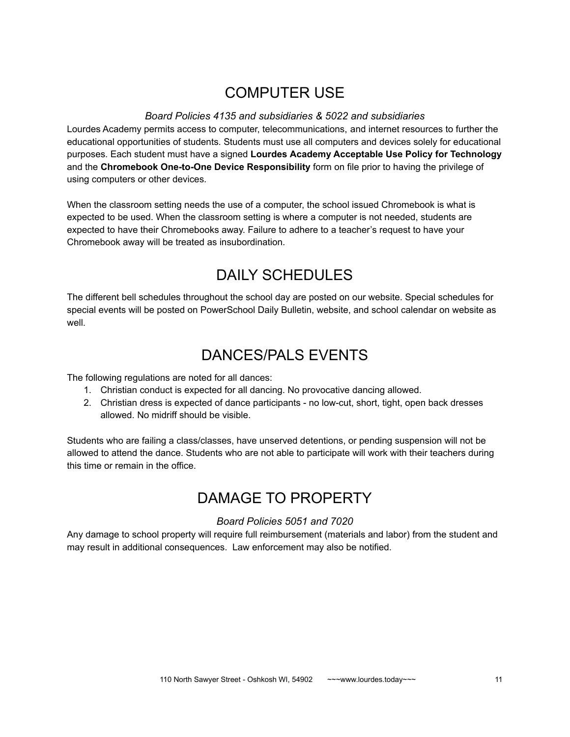# COMPUTER USE

*Board Policies 4135 and subsidiaries & 5022 and subsidiaries*

Lourdes Academy permits access to computer, telecommunications, and internet resources to further the educational opportunities of students. Students must use all computers and devices solely for educational purposes. Each student must have a signed **Lourdes Academy Acceptable Use Policy for Technology** and the **Chromebook One-to-One Device Responsibility** form on file prior to having the privilege of using computers or other devices.

When the classroom setting needs the use of a computer, the school issued Chromebook is what is expected to be used. When the classroom setting is where a computer is not needed, students are expected to have their Chromebooks away. Failure to adhere to a teacher's request to have your Chromebook away will be treated as insubordination.

# DAILY SCHEDULES

The different bell schedules throughout the school day are posted on our website. Special schedules for special events will be posted on PowerSchool Daily Bulletin, website, and school calendar on website as well.

# DANCES/PALS EVENTS

The following regulations are noted for all dances:

1. Christian conduct is expected for all dancing. No provocative dancing allowed.
2. Christian dress is expected of dance participants - no low-cut, short, tight, open back dresses allowed. No midriff should be visible.

Students who are failing a class/classes, have unserved detentions, or pending suspension will not be allowed to attend the dance. Students who are not able to participate will work with their teachers during this time or remain in the office.

# DAMAGE TO PROPERTY

*Board Policies 5051 and 7020*

Any damage to school property will require full reimbursement (materials and labor) from the student and may result in additional consequences. Law enforcement may also be notified.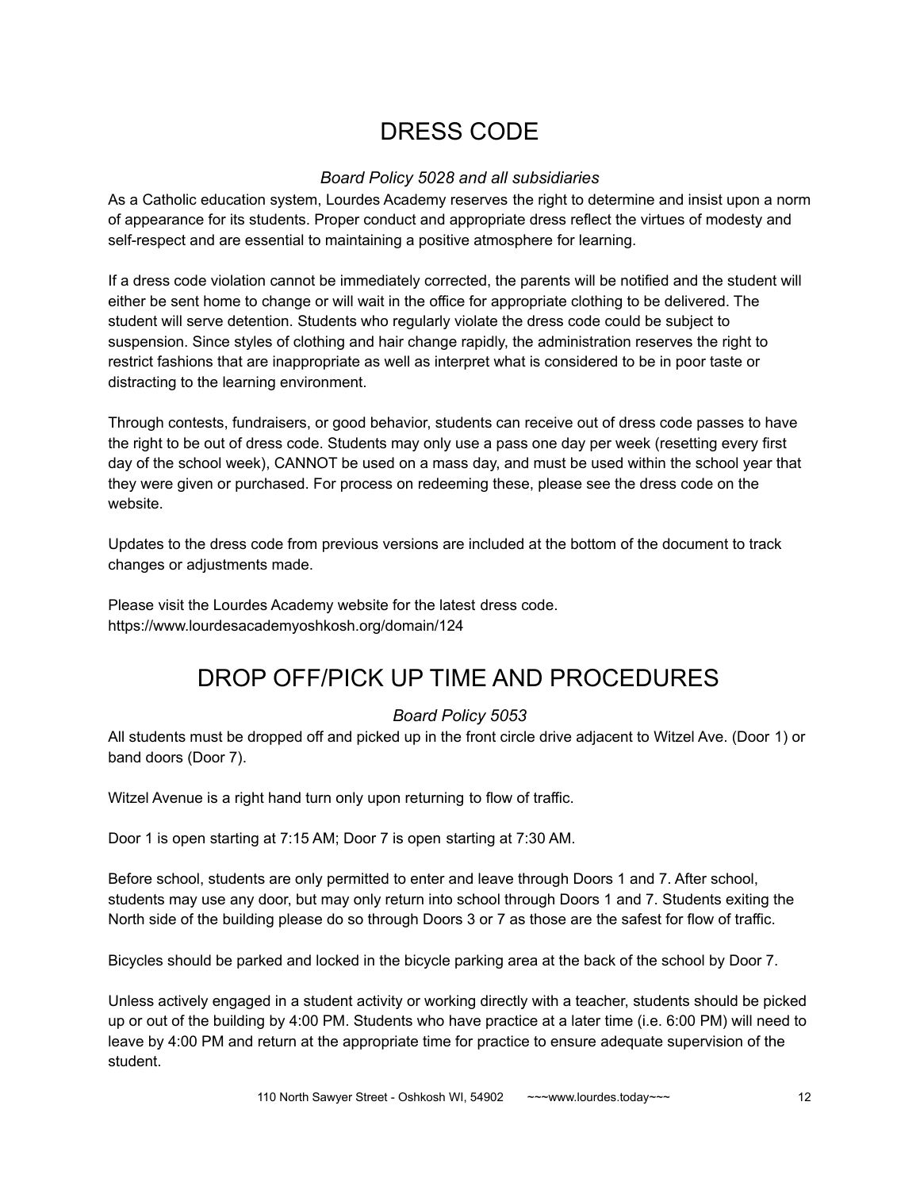# DRESS CODE

*Board Policy 5028 and all subsidiaries*

As a Catholic education system, Lourdes Academy reserves the right to determine and insist upon a norm of appearance for its students. Proper conduct and appropriate dress reflect the virtues of modesty and self-respect and are essential to maintaining a positive atmosphere for learning.

If a dress code violation cannot be immediately corrected, the parents will be notified and the student will either be sent home to change or will wait in the office for appropriate clothing to be delivered. The student will serve detention. Students who regularly violate the dress code could be subject to suspension. Since styles of clothing and hair change rapidly, the administration reserves the right to restrict fashions that are inappropriate as well as interpret what is considered to be in poor taste or distracting to the learning environment.

Through contests, fundraisers, or good behavior, students can receive out of dress code passes to have the right to be out of dress code. Students may only use a pass one day per week (resetting every first day of the school week), CANNOT be used on a mass day, and must be used within the school year that they were given or purchased. For process on redeeming these, please see the dress code on the website.

Updates to the dress code from previous versions are included at the bottom of the document to track changes or adjustments made.

Please visit the Lourdes Academy website for the latest dress code.
https://www.lourdesacademyoshkosh.org/domain/124

# DROP OFF/PICK UP TIME AND PROCEDURES

*Board Policy 5053*

All students must be dropped off and picked up in the front circle drive adjacent to Witzel Ave. (Door 1) or band doors (Door 7).

Witzel Avenue is a right hand turn only upon returning to flow of traffic.

Door 1 is open starting at 7:15 AM; Door 7 is open starting at 7:30 AM.

Before school, students are only permitted to enter and leave through Doors 1 and 7. After school, students may use any door, but may only return into school through Doors 1 and 7. Students exiting the North side of the building please do so through Doors 3 or 7 as those are the safest for flow of traffic.

Bicycles should be parked and locked in the bicycle parking area at the back of the school by Door 7.

Unless actively engaged in a student activity or working directly with a teacher, students should be picked up or out of the building by 4:00 PM. Students who have practice at a later time (i.e. 6:00 PM) will need to leave by 4:00 PM and return at the appropriate time for practice to ensure adequate supervision of the student.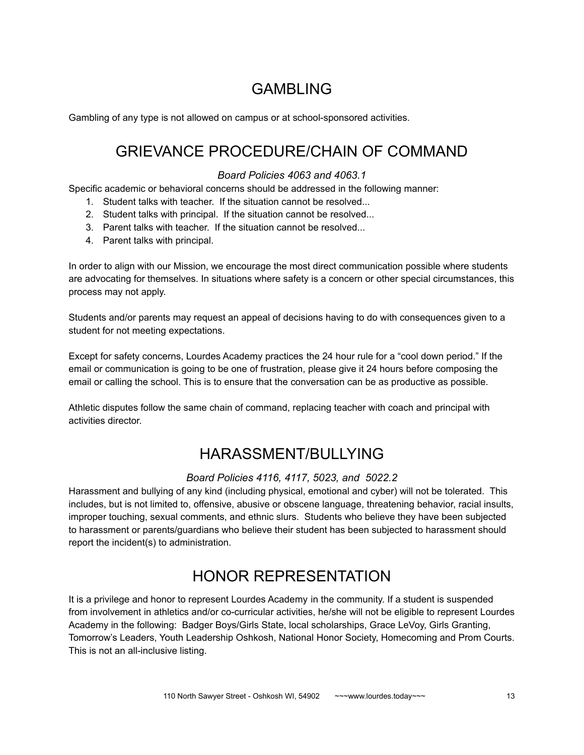# GAMBLING

Gambling of any type is not allowed on campus or at school-sponsored activities.

# GRIEVANCE PROCEDURE/CHAIN OF COMMAND

*Board Policies 4063 and 4063.1*

Specific academic or behavioral concerns should be addressed in the following manner:

1. Student talks with teacher. If the situation cannot be resolved...
2. Student talks with principal. If the situation cannot be resolved...
3. Parent talks with teacher. If the situation cannot be resolved...
4. Parent talks with principal.

In order to align with our Mission, we encourage the most direct communication possible where students are advocating for themselves. In situations where safety is a concern or other special circumstances, this process may not apply.

Students and/or parents may request an appeal of decisions having to do with consequences given to a student for not meeting expectations.

Except for safety concerns, Lourdes Academy practices the 24 hour rule for a "cool down period." If the email or communication is going to be one of frustration, please give it 24 hours before composing the email or calling the school. This is to ensure that the conversation can be as productive as possible.

Athletic disputes follow the same chain of command, replacing teacher with coach and principal with activities director.

# HARASSMENT/BULLYING

*Board Policies 4116, 4117, 5023, and 5022.2*

Harassment and bullying of any kind (including physical, emotional and cyber) will not be tolerated. This includes, but is not limited to, offensive, abusive or obscene language, threatening behavior, racial insults, improper touching, sexual comments, and ethnic slurs. Students who believe they have been subjected to harassment or parents/guardians who believe their student has been subjected to harassment should report the incident(s) to administration.

# HONOR REPRESENTATION

It is a privilege and honor to represent Lourdes Academy in the community. If a student is suspended from involvement in athletics and/or co-curricular activities, he/she will not be eligible to represent Lourdes Academy in the following: Badger Boys/Girls State, local scholarships, Grace LeVoy, Girls Granting, Tomorrow's Leaders, Youth Leadership Oshkosh, National Honor Society, Homecoming and Prom Courts. This is not an all-inclusive listing.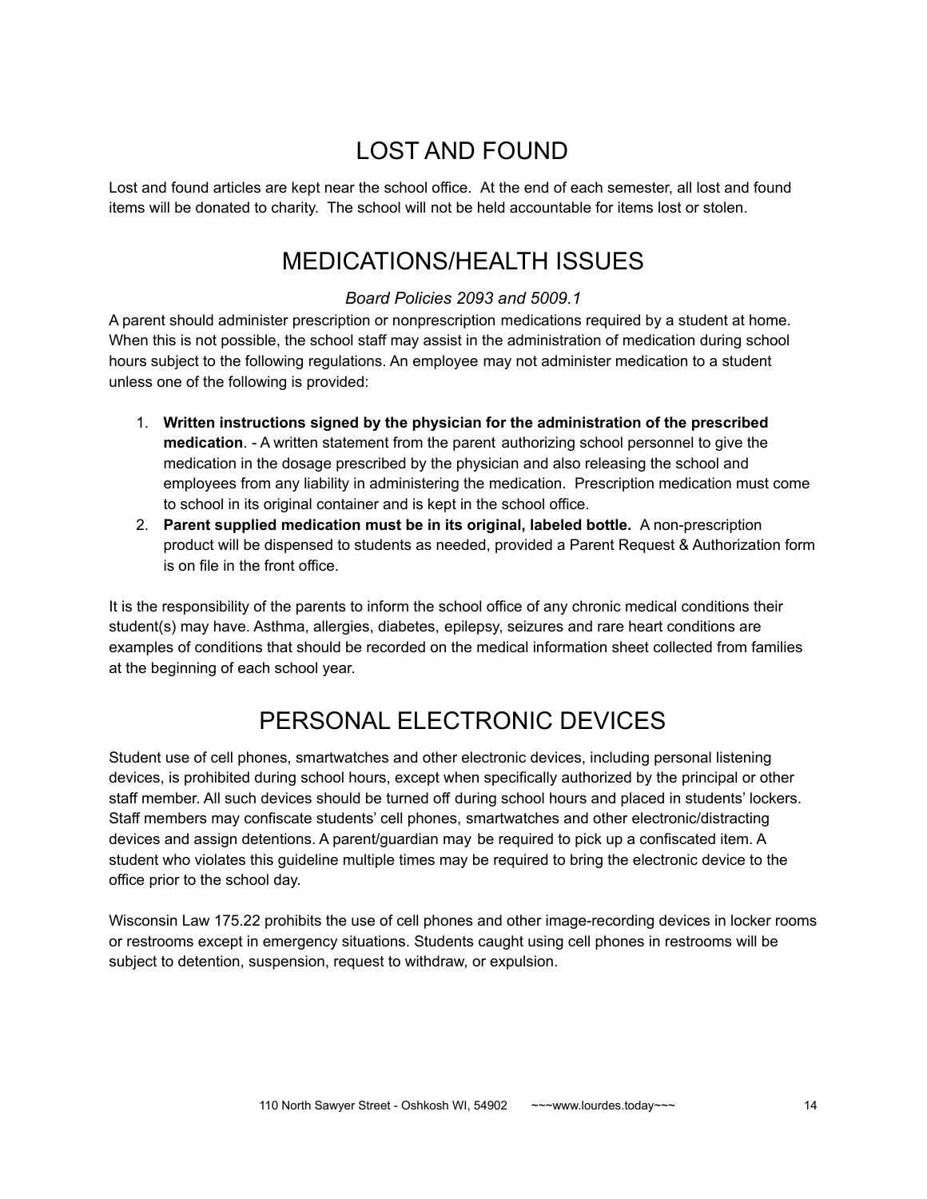# LOST AND FOUND

Lost and found articles are kept near the school office. At the end of each semester, all lost and found items will be donated to charity. The school will not be held accountable for items lost or stolen.

# MEDICATIONS/HEALTH ISSUES

*Board Policies 2093 and 5009.1*

A parent should administer prescription or nonprescription medications required by a student at home. When this is not possible, the school staff may assist in the administration of medication during school hours subject to the following regulations. An employee may not administer medication to a student unless one of the following is provided:

1. **Written instructions signed by the physician for the administration of the prescribed medication**. - A written statement from the parent authorizing school personnel to give the medication in the dosage prescribed by the physician and also releasing the school and employees from any liability in administering the medication. Prescription medication must come to school in its original container and is kept in the school office.
2. **Parent supplied medication must be in its original, labeled bottle.** A non-prescription product will be dispensed to students as needed, provided a Parent Request & Authorization form is on file in the front office.

It is the responsibility of the parents to inform the school office of any chronic medical conditions their student(s) may have. Asthma, allergies, diabetes, epilepsy, seizures and rare heart conditions are examples of conditions that should be recorded on the medical information sheet collected from families at the beginning of each school year.

# PERSONAL ELECTRONIC DEVICES

Student use of cell phones, smartwatches and other electronic devices, including personal listening devices, is prohibited during school hours, except when specifically authorized by the principal or other staff member. All such devices should be turned off during school hours and placed in students' lockers. Staff members may confiscate students' cell phones, smartwatches and other electronic/distracting devices and assign detentions. A parent/guardian may be required to pick up a confiscated item. A student who violates this guideline multiple times may be required to bring the electronic device to the office prior to the school day.

Wisconsin Law 175.22 prohibits the use of cell phones and other image-recording devices in locker rooms or restrooms except in emergency situations. Students caught using cell phones in restrooms will be subject to detention, suspension, request to withdraw, or expulsion.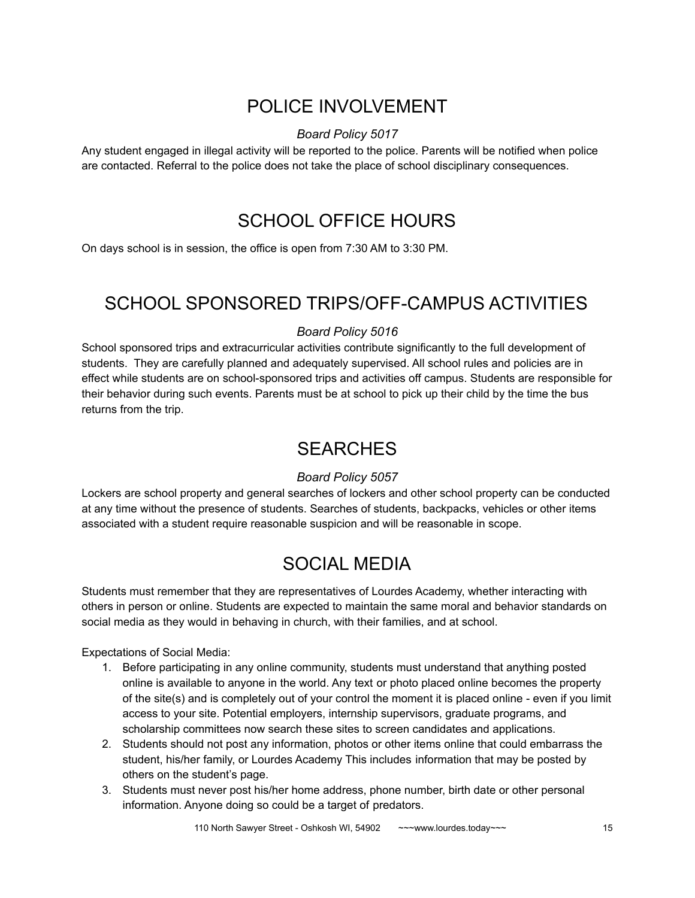## POLICE INVOLVEMENT

*Board Policy 5017*

Any student engaged in illegal activity will be reported to the police. Parents will be notified when police are contacted. Referral to the police does not take the place of school disciplinary consequences.

## SCHOOL OFFICE HOURS

On days school is in session, the office is open from 7:30 AM to 3:30 PM.

## SCHOOL SPONSORED TRIPS/OFF-CAMPUS ACTIVITIES

*Board Policy 5016*

School sponsored trips and extracurricular activities contribute significantly to the full development of students. They are carefully planned and adequately supervised. All school rules and policies are in effect while students are on school-sponsored trips and activities off campus. Students are responsible for their behavior during such events. Parents must be at school to pick up their child by the time the bus returns from the trip.

## SEARCHES

*Board Policy 5057*

Lockers are school property and general searches of lockers and other school property can be conducted at any time without the presence of students. Searches of students, backpacks, vehicles or other items associated with a student require reasonable suspicion and will be reasonable in scope.

## SOCIAL MEDIA

Students must remember that they are representatives of Lourdes Academy, whether interacting with others in person or online. Students are expected to maintain the same moral and behavior standards on social media as they would in behaving in church, with their families, and at school.

Expectations of Social Media:

1. Before participating in any online community, students must understand that anything posted online is available to anyone in the world. Any text or photo placed online becomes the property of the site(s) and is completely out of your control the moment it is placed online - even if you limit access to your site. Potential employers, internship supervisors, graduate programs, and scholarship committees now search these sites to screen candidates and applications.
2. Students should not post any information, photos or other items online that could embarrass the student, his/her family, or Lourdes Academy This includes information that may be posted by others on the student's page.
3. Students must never post his/her home address, phone number, birth date or other personal information. Anyone doing so could be a target of predators.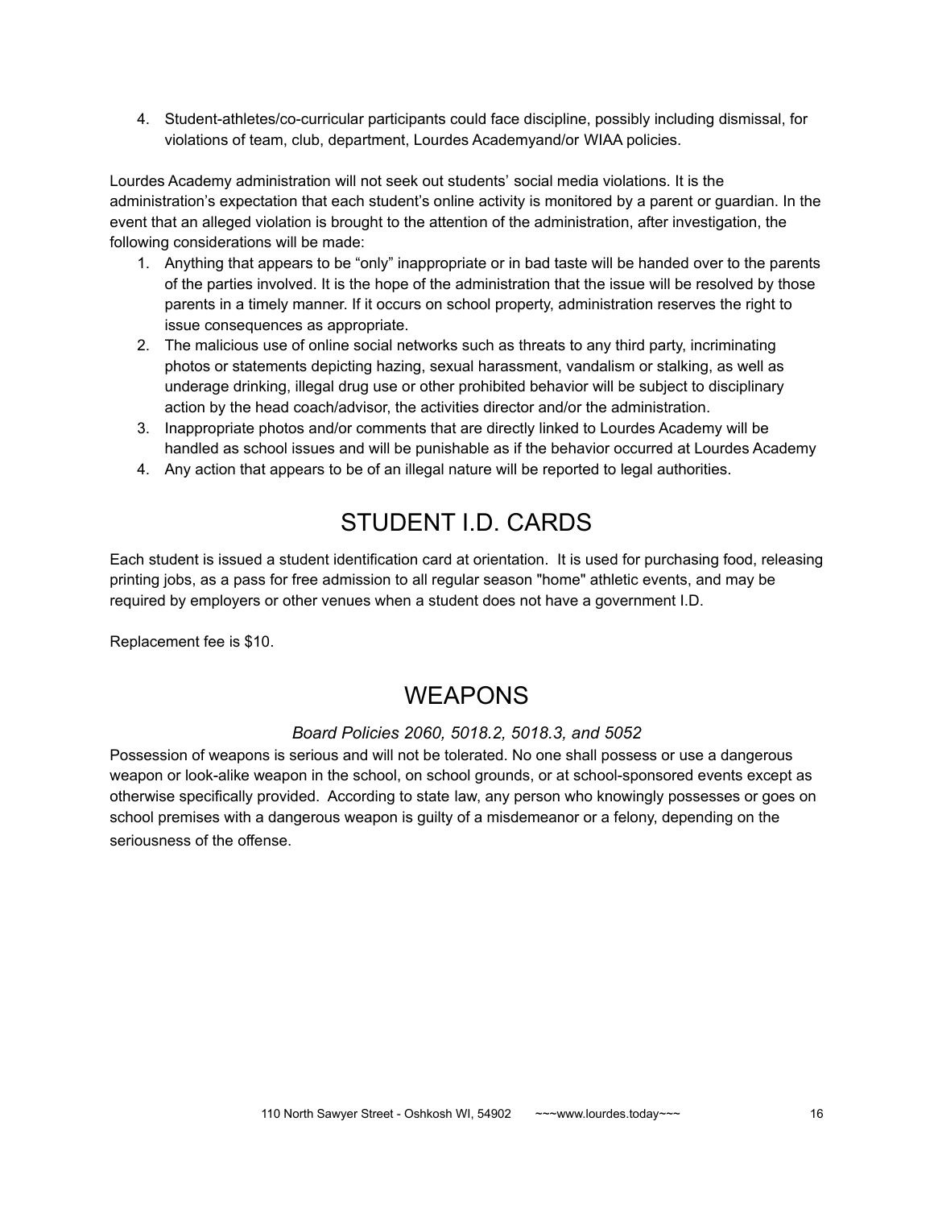4. Student-athletes/co-curricular participants could face discipline, possibly including dismissal, for violations of team, club, department, Lourdes Academyand/or WIAA policies.

Lourdes Academy administration will not seek out students' social media violations. It is the administration's expectation that each student's online activity is monitored by a parent or guardian. In the event that an alleged violation is brought to the attention of the administration, after investigation, the following considerations will be made:

1. Anything that appears to be "only" inappropriate or in bad taste will be handed over to the parents of the parties involved. It is the hope of the administration that the issue will be resolved by those parents in a timely manner. If it occurs on school property, administration reserves the right to issue consequences as appropriate.
2. The malicious use of online social networks such as threats to any third party, incriminating photos or statements depicting hazing, sexual harassment, vandalism or stalking, as well as underage drinking, illegal drug use or other prohibited behavior will be subject to disciplinary action by the head coach/advisor, the activities director and/or the administration.
3. Inappropriate photos and/or comments that are directly linked to Lourdes Academy will be handled as school issues and will be punishable as if the behavior occurred at Lourdes Academy
4. Any action that appears to be of an illegal nature will be reported to legal authorities.

# STUDENT I.D. CARDS

Each student is issued a student identification card at orientation. It is used for purchasing food, releasing printing jobs, as a pass for free admission to all regular season "home" athletic events, and may be required by employers or other venues when a student does not have a government I.D.

Replacement fee is $10.

# WEAPONS

*Board Policies 2060, 5018.2, 5018.3, and 5052*

Possession of weapons is serious and will not be tolerated. No one shall possess or use a dangerous weapon or look-alike weapon in the school, on school grounds, or at school-sponsored events except as otherwise specifically provided. According to state law, any person who knowingly possesses or goes on school premises with a dangerous weapon is guilty of a misdemeanor or a felony, depending on the seriousness of the offense.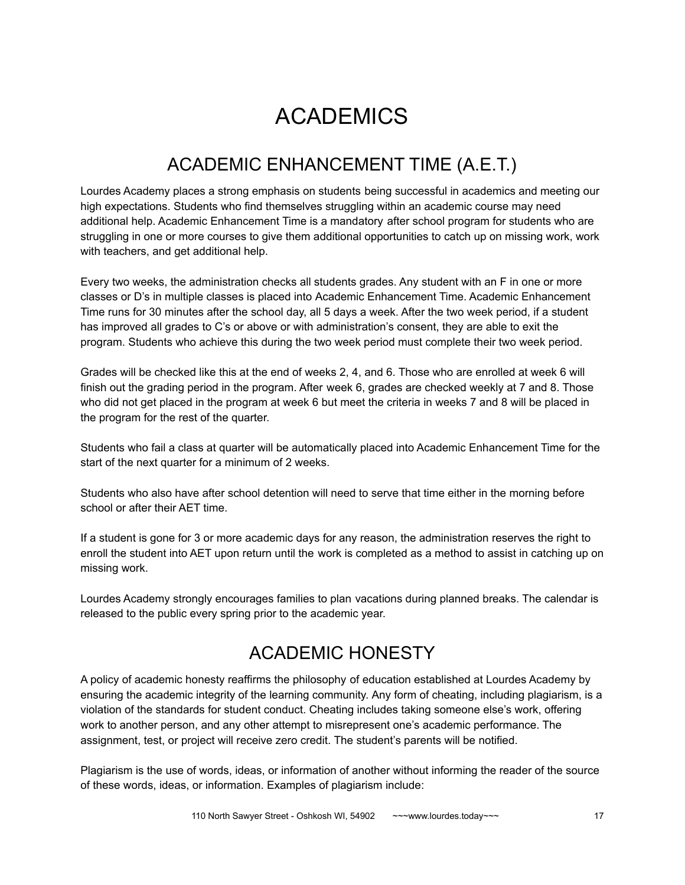# ACADEMICS

## ACADEMIC ENHANCEMENT TIME (A.E.T.)

Lourdes Academy places a strong emphasis on students being successful in academics and meeting our high expectations. Students who find themselves struggling within an academic course may need additional help. Academic Enhancement Time is a mandatory after school program for students who are struggling in one or more courses to give them additional opportunities to catch up on missing work, work with teachers, and get additional help.

Every two weeks, the administration checks all students grades. Any student with an F in one or more classes or D's in multiple classes is placed into Academic Enhancement Time. Academic Enhancement Time runs for 30 minutes after the school day, all 5 days a week. After the two week period, if a student has improved all grades to C's or above or with administration's consent, they are able to exit the program. Students who achieve this during the two week period must complete their two week period.

Grades will be checked like this at the end of weeks 2, 4, and 6. Those who are enrolled at week 6 will finish out the grading period in the program. After week 6, grades are checked weekly at 7 and 8. Those who did not get placed in the program at week 6 but meet the criteria in weeks 7 and 8 will be placed in the program for the rest of the quarter.

Students who fail a class at quarter will be automatically placed into Academic Enhancement Time for the start of the next quarter for a minimum of 2 weeks.

Students who also have after school detention will need to serve that time either in the morning before school or after their AET time.

If a student is gone for 3 or more academic days for any reason, the administration reserves the right to enroll the student into AET upon return until the work is completed as a method to assist in catching up on missing work.

Lourdes Academy strongly encourages families to plan vacations during planned breaks. The calendar is released to the public every spring prior to the academic year.

## ACADEMIC HONESTY

A policy of academic honesty reaffirms the philosophy of education established at Lourdes Academy by ensuring the academic integrity of the learning community. Any form of cheating, including plagiarism, is a violation of the standards for student conduct. Cheating includes taking someone else's work, offering work to another person, and any other attempt to misrepresent one's academic performance. The assignment, test, or project will receive zero credit. The student's parents will be notified.

Plagiarism is the use of words, ideas, or information of another without informing the reader of the source of these words, ideas, or information. Examples of plagiarism include: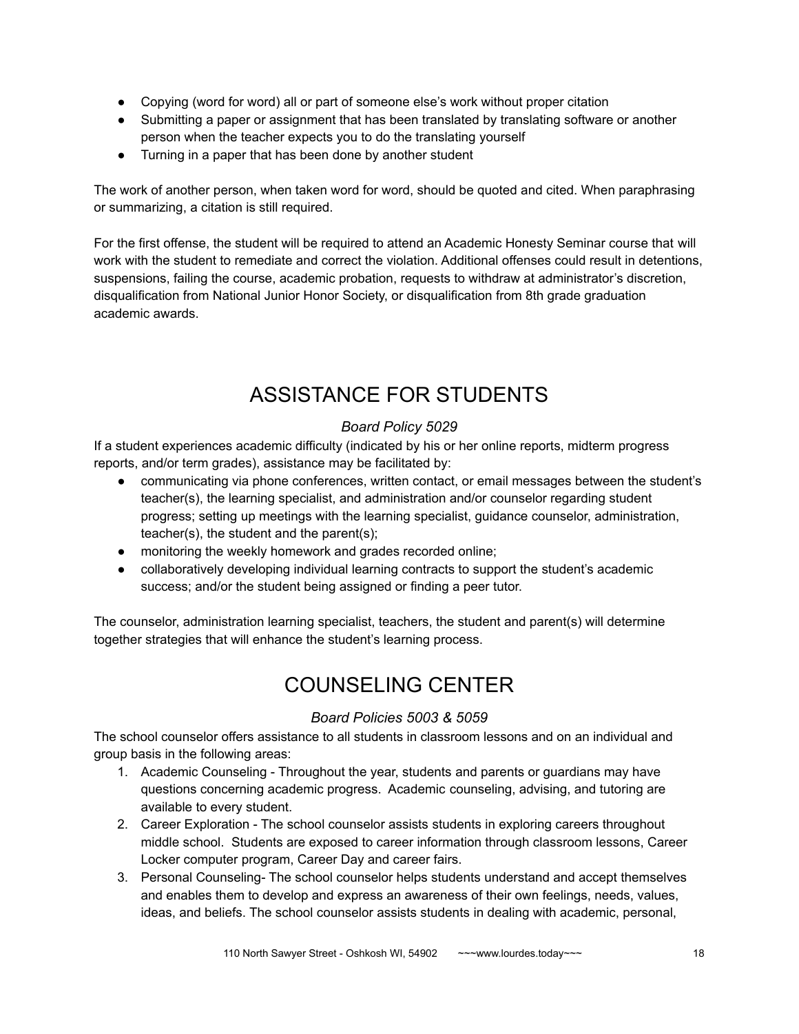- Copying (word for word) all or part of someone else's work without proper citation
- Submitting a paper or assignment that has been translated by translating software or another person when the teacher expects you to do the translating yourself
- Turning in a paper that has been done by another student

The work of another person, when taken word for word, should be quoted and cited. When paraphrasing or summarizing, a citation is still required.

For the first offense, the student will be required to attend an Academic Honesty Seminar course that will work with the student to remediate and correct the violation. Additional offenses could result in detentions, suspensions, failing the course, academic probation, requests to withdraw at administrator's discretion, disqualification from National Junior Honor Society, or disqualification from 8th grade graduation academic awards.

# ASSISTANCE FOR STUDENTS

*Board Policy 5029*

If a student experiences academic difficulty (indicated by his or her online reports, midterm progress reports, and/or term grades), assistance may be facilitated by:

- communicating via phone conferences, written contact, or email messages between the student's teacher(s), the learning specialist, and administration and/or counselor regarding student progress; setting up meetings with the learning specialist, guidance counselor, administration, teacher(s), the student and the parent(s);
- monitoring the weekly homework and grades recorded online;
- collaboratively developing individual learning contracts to support the student's academic success; and/or the student being assigned or finding a peer tutor.

The counselor, administration learning specialist, teachers, the student and parent(s) will determine together strategies that will enhance the student's learning process.

# COUNSELING CENTER

*Board Policies 5003 & 5059*

The school counselor offers assistance to all students in classroom lessons and on an individual and group basis in the following areas:

1. Academic Counseling - Throughout the year, students and parents or guardians may have questions concerning academic progress. Academic counseling, advising, and tutoring are available to every student.
2. Career Exploration - The school counselor assists students in exploring careers throughout middle school. Students are exposed to career information through classroom lessons, Career Locker computer program, Career Day and career fairs.
3. Personal Counseling- The school counselor helps students understand and accept themselves and enables them to develop and express an awareness of their own feelings, needs, values, ideas, and beliefs. The school counselor assists students in dealing with academic, personal,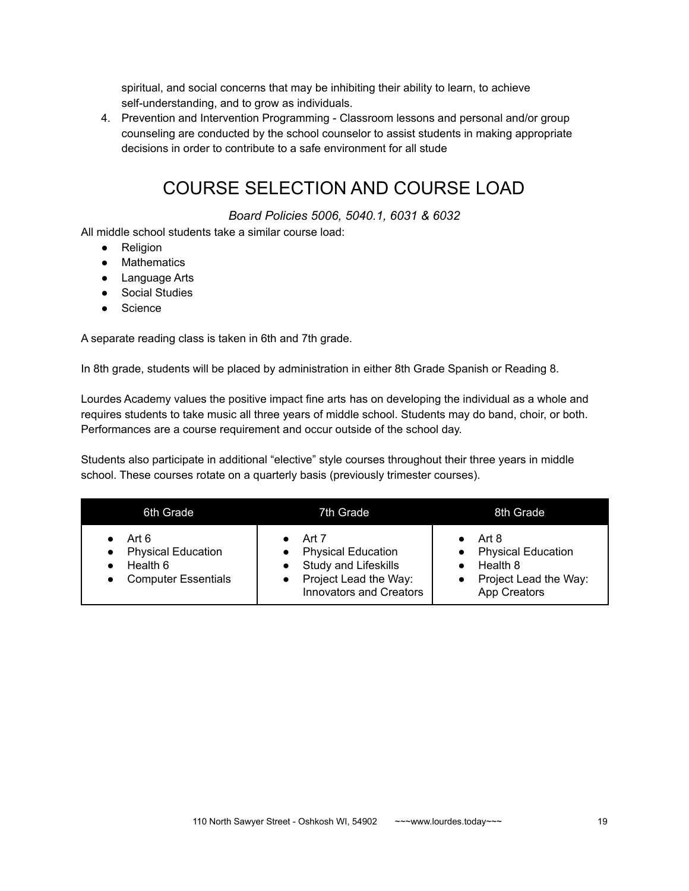spiritual, and social concerns that may be inhibiting their ability to learn, to achieve self-understanding, and to grow as individuals.

4. Prevention and Intervention Programming - Classroom lessons and personal and/or group counseling are conducted by the school counselor to assist students in making appropriate decisions in order to contribute to a safe environment for all stude

# COURSE SELECTION AND COURSE LOAD

*Board Policies 5006, 5040.1, 6031 & 6032*

All middle school students take a similar course load:

- Religion
- Mathematics
- Language Arts
- Social Studies
- Science

A separate reading class is taken in 6th and 7th grade.

In 8th grade, students will be placed by administration in either 8th Grade Spanish or Reading 8.

Lourdes Academy values the positive impact fine arts has on developing the individual as a whole and requires students to take music all three years of middle school. Students may do band, choir, or both. Performances are a course requirement and occur outside of the school day.

Students also participate in additional "elective" style courses throughout their three years in middle school. These courses rotate on a quarterly basis (previously trimester courses).

| 6th Grade | 7th Grade | 8th Grade |
|---|---|---|
| • Art 6<br>• Physical Education<br>• Health 6<br>• Computer Essentials | • Art 7<br>• Physical Education<br>• Study and Lifeskills<br>• Project Lead the Way: Innovators and Creators | • Art 8<br>• Physical Education<br>• Health 8<br>• Project Lead the Way: App Creators |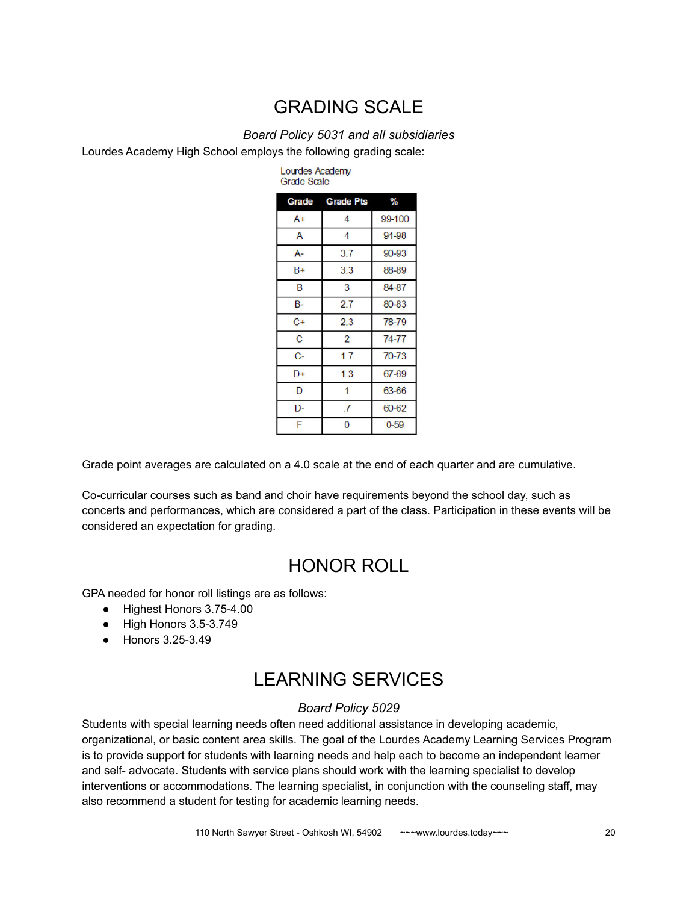# GRADING SCALE

*Board Policy 5031 and all subsidiaries*

Lourdes Academy High School employs the following grading scale:

Lourdes Academy
Grade Scale

| Grade | Grade Pts | % |
|---|---|---|
| A+ | 4 | 99-100 |
| A | 4 | 94-98 |
| A- | 3.7 | 90-93 |
| B+ | 3.3 | 88-89 |
| B | 3 | 84-87 |
| B- | 2.7 | 80-83 |
| C+ | 2.3 | 78-79 |
| C | 2 | 74-77 |
| C- | 1.7 | 70-73 |
| D+ | 1.3 | 67-69 |
| D | 1 | 63-66 |
| D- | .7 | 60-62 |
| F | 0 | 0-59 |

Grade point averages are calculated on a 4.0 scale at the end of each quarter and are cumulative.

Co-curricular courses such as band and choir have requirements beyond the school day, such as concerts and performances, which are considered a part of the class. Participation in these events will be considered an expectation for grading.

# HONOR ROLL

GPA needed for honor roll listings are as follows:

- Highest Honors 3.75-4.00
- High Honors 3.5-3.749
- Honors 3.25-3.49

# LEARNING SERVICES

*Board Policy 5029*

Students with special learning needs often need additional assistance in developing academic, organizational, or basic content area skills. The goal of the Lourdes Academy Learning Services Program is to provide support for students with learning needs and help each to become an independent learner and self- advocate. Students with service plans should work with the learning specialist to develop interventions or accommodations. The learning specialist, in conjunction with the counseling staff, may also recommend a student for testing for academic learning needs.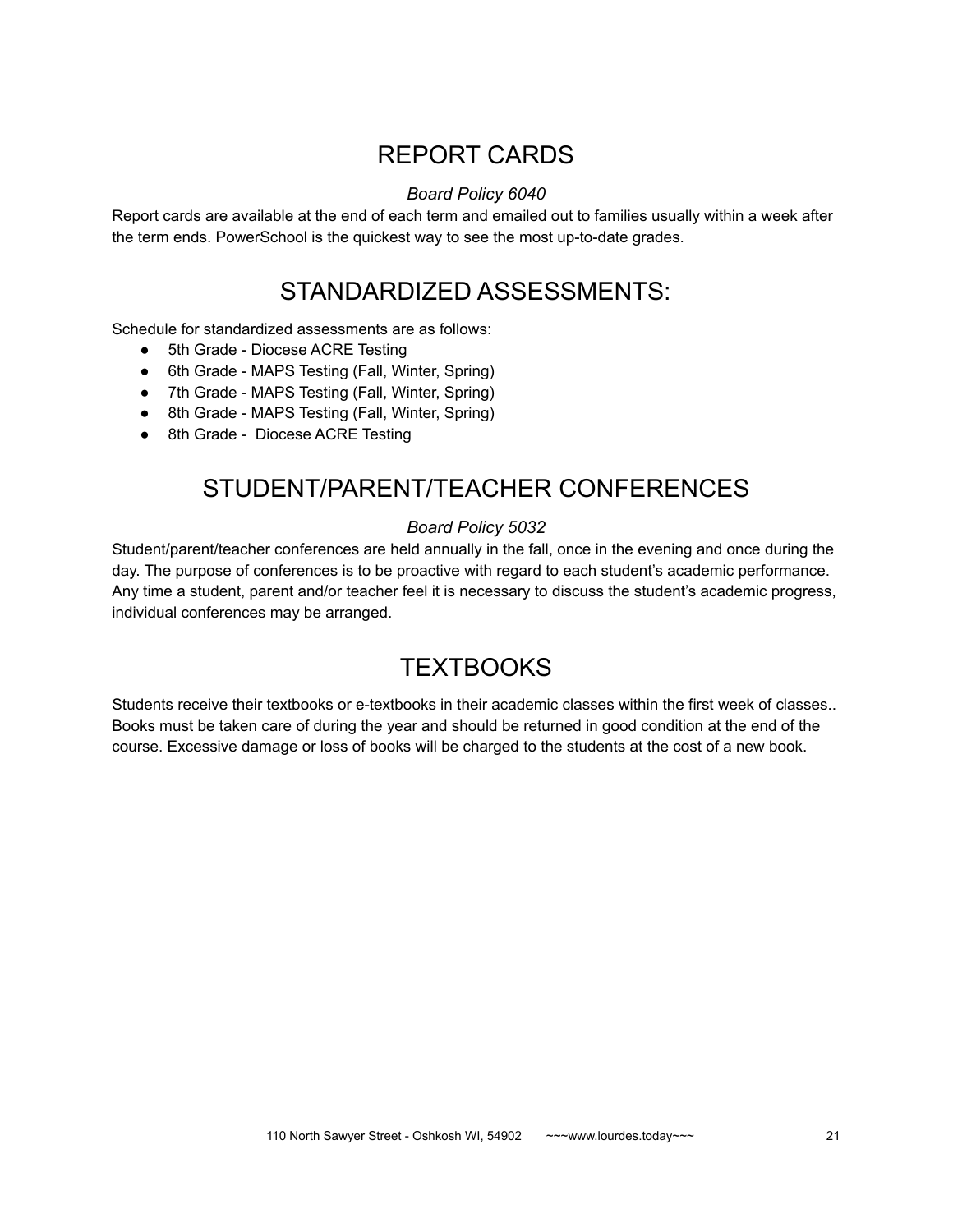# REPORT CARDS

*Board Policy 6040*

Report cards are available at the end of each term and emailed out to families usually within a week after the term ends. PowerSchool is the quickest way to see the most up-to-date grades.

# STANDARDIZED ASSESSMENTS:

Schedule for standardized assessments are as follows:

- 5th Grade - Diocese ACRE Testing
- 6th Grade - MAPS Testing (Fall, Winter, Spring)
- 7th Grade - MAPS Testing (Fall, Winter, Spring)
- 8th Grade - MAPS Testing (Fall, Winter, Spring)
- 8th Grade - Diocese ACRE Testing

# STUDENT/PARENT/TEACHER CONFERENCES

*Board Policy 5032*

Student/parent/teacher conferences are held annually in the fall, once in the evening and once during the day. The purpose of conferences is to be proactive with regard to each student's academic performance. Any time a student, parent and/or teacher feel it is necessary to discuss the student's academic progress, individual conferences may be arranged.

# TEXTBOOKS

Students receive their textbooks or e-textbooks in their academic classes within the first week of classes.. Books must be taken care of during the year and should be returned in good condition at the end of the course. Excessive damage or loss of books will be charged to the students at the cost of a new book.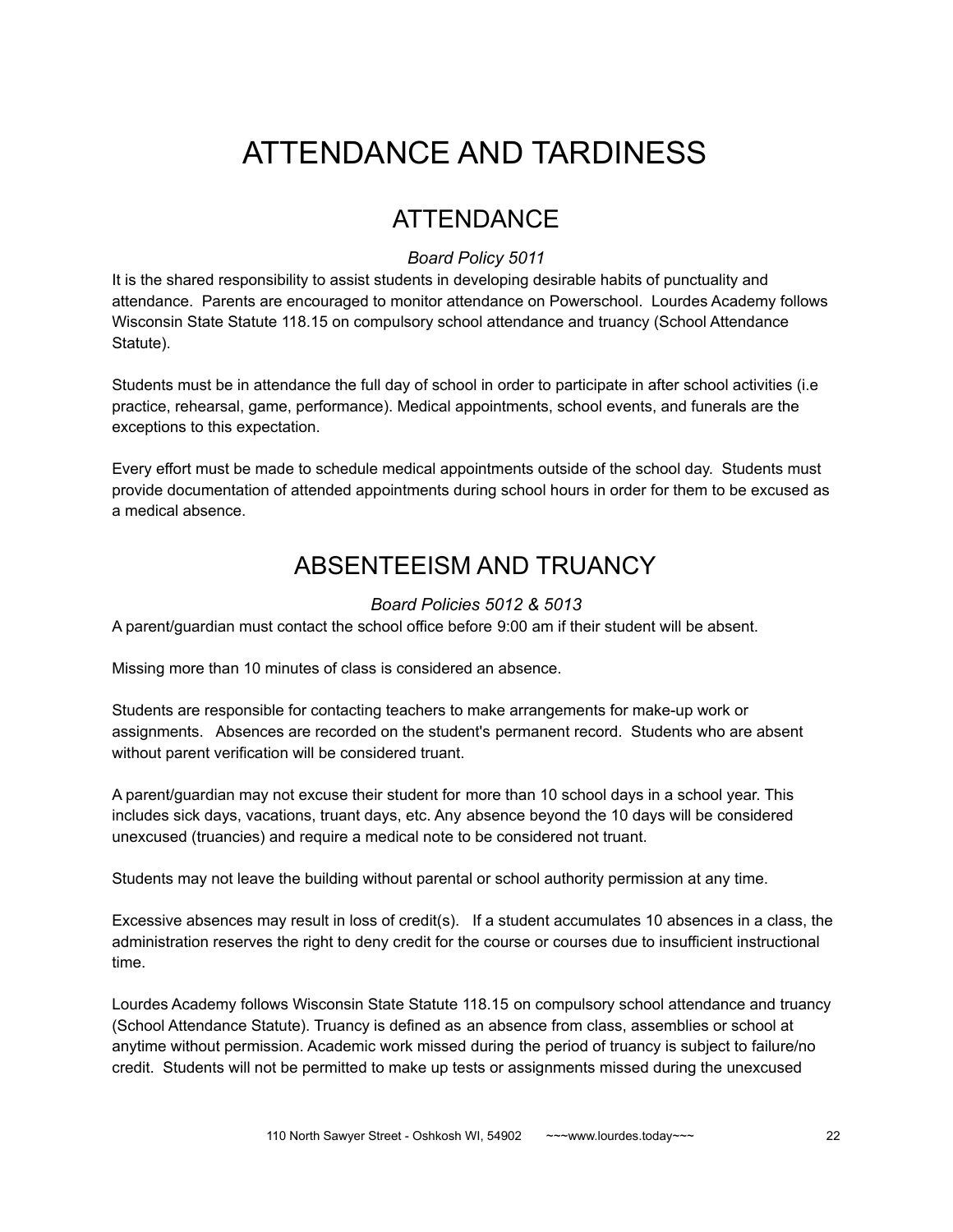# ATTENDANCE AND TARDINESS

## ATTENDANCE

*Board Policy 5011*

It is the shared responsibility to assist students in developing desirable habits of punctuality and attendance. Parents are encouraged to monitor attendance on Powerschool. Lourdes Academy follows Wisconsin State Statute 118.15 on compulsory school attendance and truancy (School Attendance Statute).

Students must be in attendance the full day of school in order to participate in after school activities (i.e practice, rehearsal, game, performance). Medical appointments, school events, and funerals are the exceptions to this expectation.

Every effort must be made to schedule medical appointments outside of the school day. Students must provide documentation of attended appointments during school hours in order for them to be excused as a medical absence.

## ABSENTEEISM AND TRUANCY

*Board Policies 5012 & 5013*

A parent/guardian must contact the school office before 9:00 am if their student will be absent.

Missing more than 10 minutes of class is considered an absence.

Students are responsible for contacting teachers to make arrangements for make-up work or assignments. Absences are recorded on the student's permanent record. Students who are absent without parent verification will be considered truant.

A parent/guardian may not excuse their student for more than 10 school days in a school year. This includes sick days, vacations, truant days, etc. Any absence beyond the 10 days will be considered unexcused (truancies) and require a medical note to be considered not truant.

Students may not leave the building without parental or school authority permission at any time.

Excessive absences may result in loss of credit(s). If a student accumulates 10 absences in a class, the administration reserves the right to deny credit for the course or courses due to insufficient instructional time.

Lourdes Academy follows Wisconsin State Statute 118.15 on compulsory school attendance and truancy (School Attendance Statute). Truancy is defined as an absence from class, assemblies or school at anytime without permission. Academic work missed during the period of truancy is subject to failure/no credit. Students will not be permitted to make up tests or assignments missed during the unexcused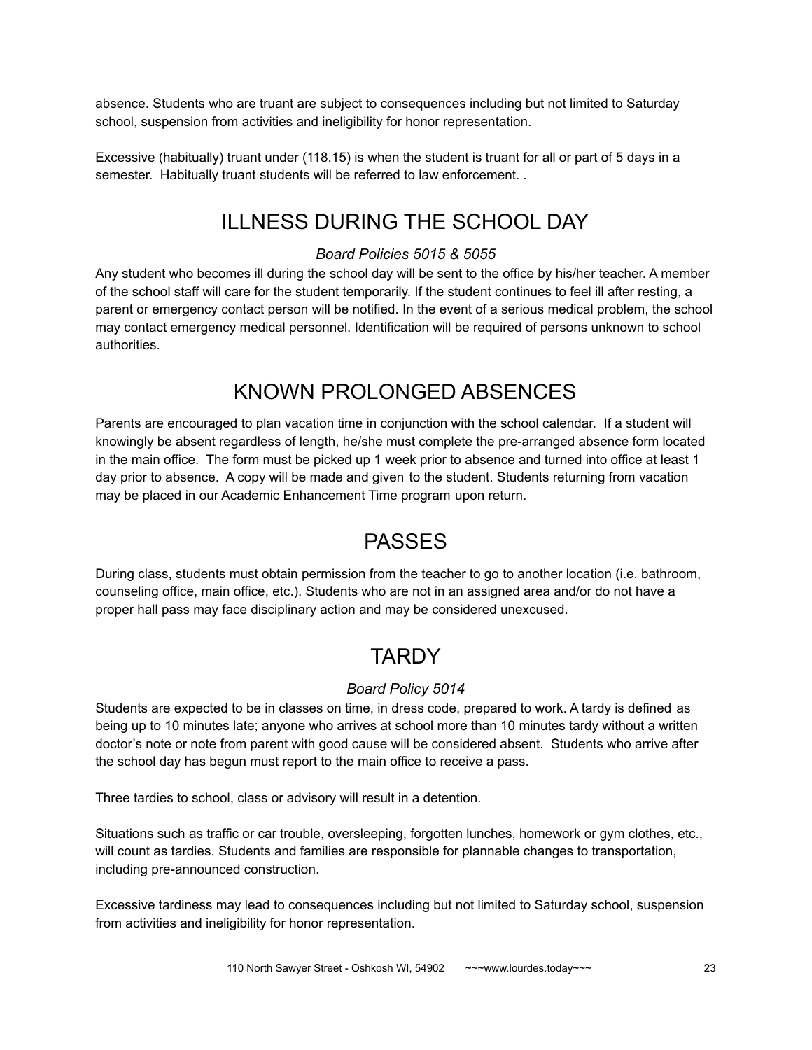absence. Students who are truant are subject to consequences including but not limited to Saturday school, suspension from activities and ineligibility for honor representation.

Excessive (habitually) truant under (118.15) is when the student is truant for all or part of 5 days in a semester. Habitually truant students will be referred to law enforcement. .

## ILLNESS DURING THE SCHOOL DAY

*Board Policies 5015 & 5055*

Any student who becomes ill during the school day will be sent to the office by his/her teacher. A member of the school staff will care for the student temporarily. If the student continues to feel ill after resting, a parent or emergency contact person will be notified. In the event of a serious medical problem, the school may contact emergency medical personnel. Identification will be required of persons unknown to school authorities.

## KNOWN PROLONGED ABSENCES

Parents are encouraged to plan vacation time in conjunction with the school calendar. If a student will knowingly be absent regardless of length, he/she must complete the pre-arranged absence form located in the main office. The form must be picked up 1 week prior to absence and turned into office at least 1 day prior to absence. A copy will be made and given to the student. Students returning from vacation may be placed in our Academic Enhancement Time program upon return.

## PASSES

During class, students must obtain permission from the teacher to go to another location (i.e. bathroom, counseling office, main office, etc.). Students who are not in an assigned area and/or do not have a proper hall pass may face disciplinary action and may be considered unexcused.

## TARDY

*Board Policy 5014*

Students are expected to be in classes on time, in dress code, prepared to work. A tardy is defined as being up to 10 minutes late; anyone who arrives at school more than 10 minutes tardy without a written doctor's note or note from parent with good cause will be considered absent. Students who arrive after the school day has begun must report to the main office to receive a pass.

Three tardies to school, class or advisory will result in a detention.

Situations such as traffic or car trouble, oversleeping, forgotten lunches, homework or gym clothes, etc., will count as tardies. Students and families are responsible for plannable changes to transportation, including pre-announced construction.

Excessive tardiness may lead to consequences including but not limited to Saturday school, suspension from activities and ineligibility for honor representation.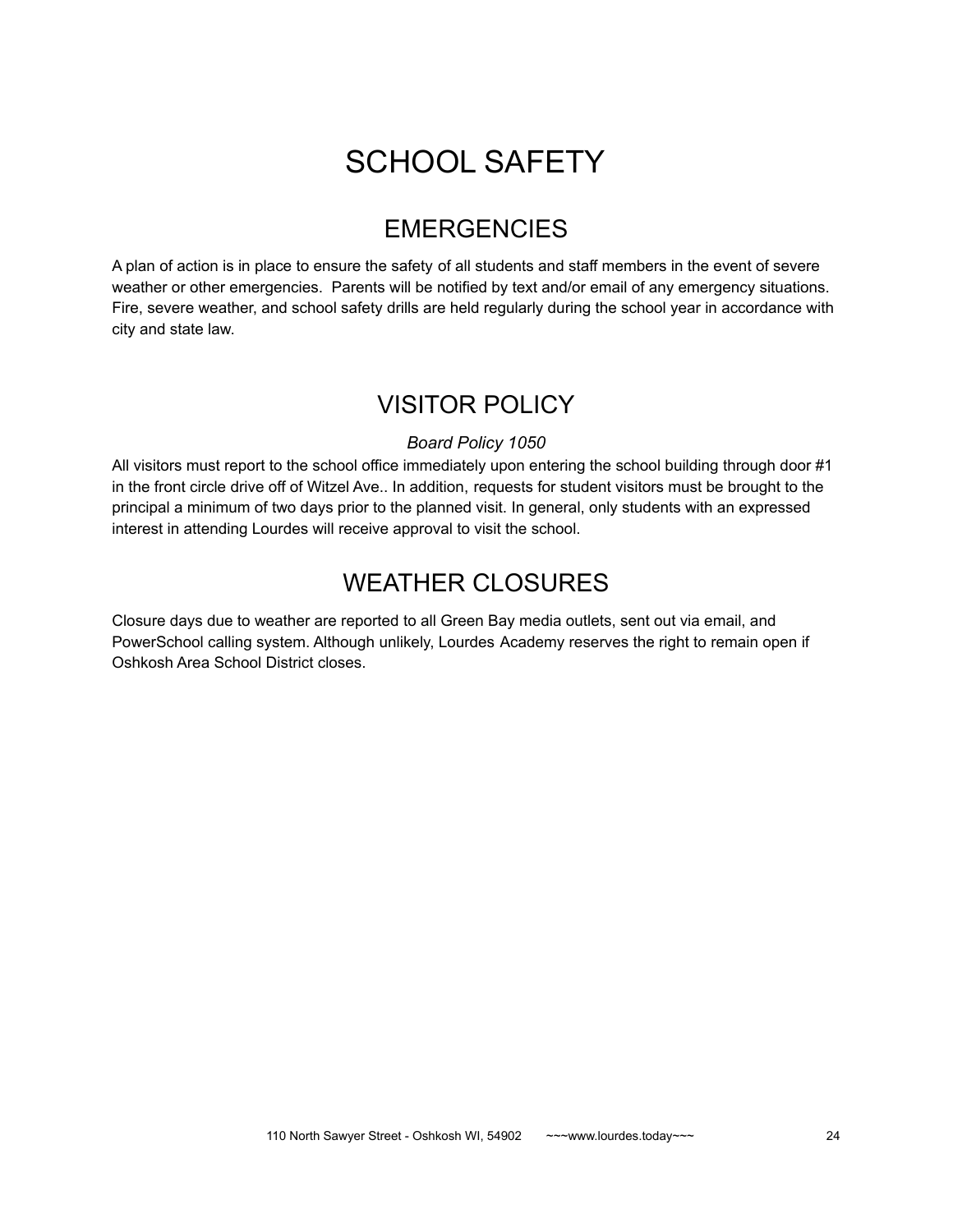# SCHOOL SAFETY

## EMERGENCIES

A plan of action is in place to ensure the safety of all students and staff members in the event of severe weather or other emergencies. Parents will be notified by text and/or email of any emergency situations. Fire, severe weather, and school safety drills are held regularly during the school year in accordance with city and state law.

## VISITOR POLICY

*Board Policy 1050*

All visitors must report to the school office immediately upon entering the school building through door #1 in the front circle drive off of Witzel Ave.. In addition, requests for student visitors must be brought to the principal a minimum of two days prior to the planned visit. In general, only students with an expressed interest in attending Lourdes will receive approval to visit the school.

## WEATHER CLOSURES

Closure days due to weather are reported to all Green Bay media outlets, sent out via email, and PowerSchool calling system. Although unlikely, Lourdes Academy reserves the right to remain open if Oshkosh Area School District closes.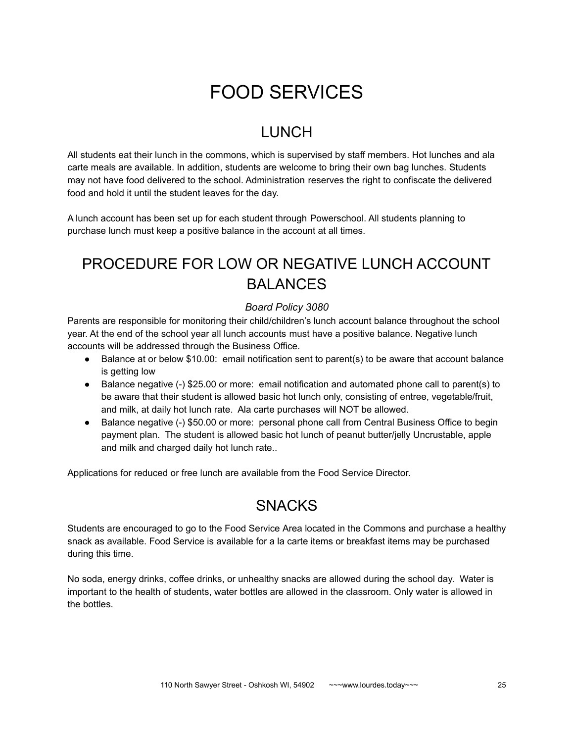# FOOD SERVICES

## LUNCH

All students eat their lunch in the commons, which is supervised by staff members. Hot lunches and ala carte meals are available. In addition, students are welcome to bring their own bag lunches. Students may not have food delivered to the school. Administration reserves the right to confiscate the delivered food and hold it until the student leaves for the day.

A lunch account has been set up for each student through Powerschool. All students planning to purchase lunch must keep a positive balance in the account at all times.

## PROCEDURE FOR LOW OR NEGATIVE LUNCH ACCOUNT BALANCES

*Board Policy 3080*

Parents are responsible for monitoring their child/children's lunch account balance throughout the school year. At the end of the school year all lunch accounts must have a positive balance. Negative lunch accounts will be addressed through the Business Office.

- Balance at or below $10.00: email notification sent to parent(s) to be aware that account balance is getting low
- Balance negative (-) $25.00 or more: email notification and automated phone call to parent(s) to be aware that their student is allowed basic hot lunch only, consisting of entree, vegetable/fruit, and milk, at daily hot lunch rate. Ala carte purchases will NOT be allowed.
- Balance negative (-) $50.00 or more: personal phone call from Central Business Office to begin payment plan. The student is allowed basic hot lunch of peanut butter/jelly Uncrustable, apple and milk and charged daily hot lunch rate..

Applications for reduced or free lunch are available from the Food Service Director.

## SNACKS

Students are encouraged to go to the Food Service Area located in the Commons and purchase a healthy snack as available. Food Service is available for a la carte items or breakfast items may be purchased during this time.

No soda, energy drinks, coffee drinks, or unhealthy snacks are allowed during the school day. Water is important to the health of students, water bottles are allowed in the classroom. Only water is allowed in the bottles.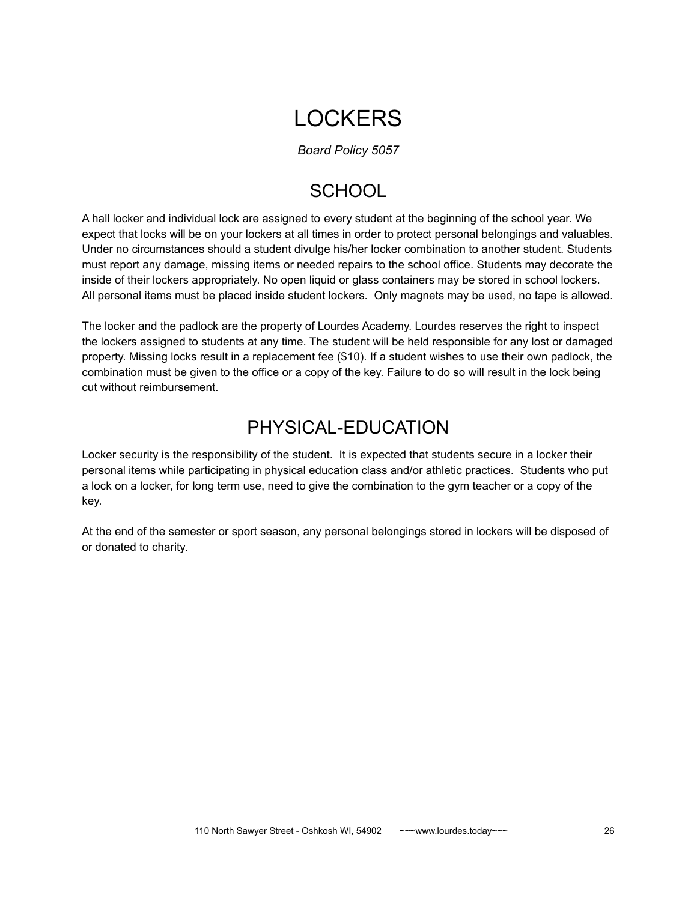# LOCKERS

*Board Policy 5057*

## SCHOOL

A hall locker and individual lock are assigned to every student at the beginning of the school year. We expect that locks will be on your lockers at all times in order to protect personal belongings and valuables. Under no circumstances should a student divulge his/her locker combination to another student. Students must report any damage, missing items or needed repairs to the school office. Students may decorate the inside of their lockers appropriately. No open liquid or glass containers may be stored in school lockers. All personal items must be placed inside student lockers. Only magnets may be used, no tape is allowed.

The locker and the padlock are the property of Lourdes Academy. Lourdes reserves the right to inspect the lockers assigned to students at any time. The student will be held responsible for any lost or damaged property. Missing locks result in a replacement fee ($10). If a student wishes to use their own padlock, the combination must be given to the office or a copy of the key. Failure to do so will result in the lock being cut without reimbursement.

## PHYSICAL-EDUCATION

Locker security is the responsibility of the student. It is expected that students secure in a locker their personal items while participating in physical education class and/or athletic practices. Students who put a lock on a locker, for long term use, need to give the combination to the gym teacher or a copy of the key.

At the end of the semester or sport season, any personal belongings stored in lockers will be disposed of or donated to charity.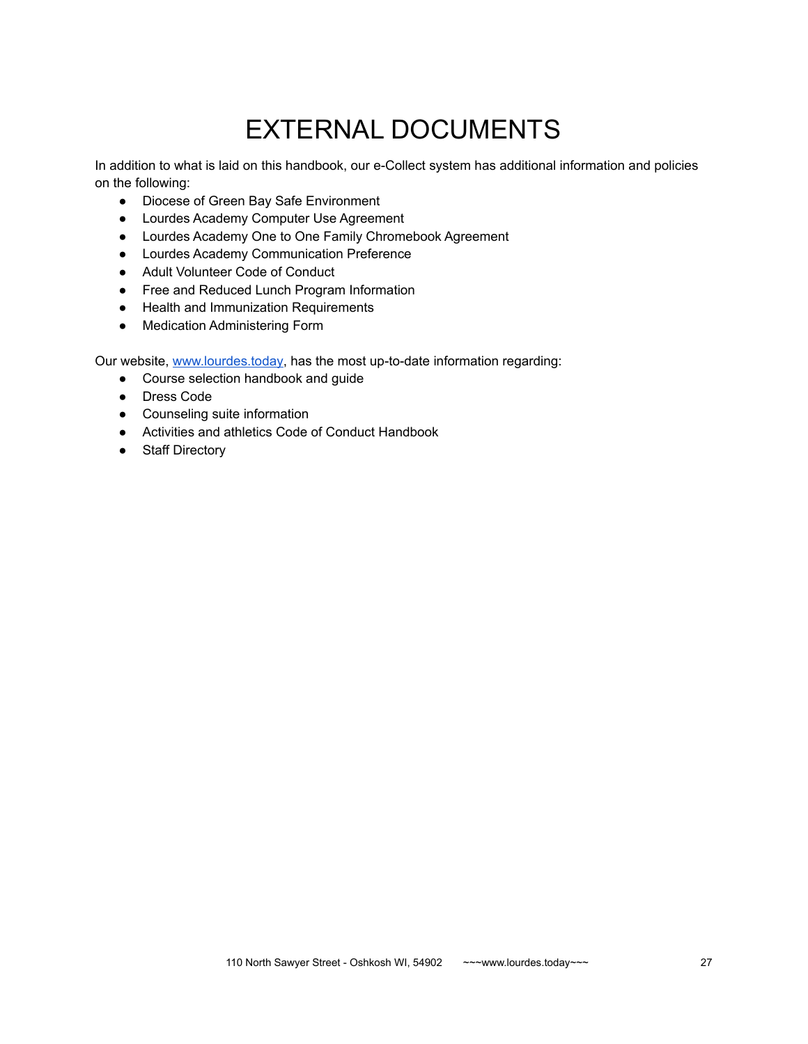# EXTERNAL DOCUMENTS

In addition to what is laid on this handbook, our e-Collect system has additional information and policies on the following:

- Diocese of Green Bay Safe Environment
- Lourdes Academy Computer Use Agreement
- Lourdes Academy One to One Family Chromebook Agreement
- Lourdes Academy Communication Preference
- Adult Volunteer Code of Conduct
- Free and Reduced Lunch Program Information
- Health and Immunization Requirements
- Medication Administering Form

Our website, [www.lourdes.today](http://www.lourdes.today), has the most up-to-date information regarding:

- Course selection handbook and guide
- Dress Code
- Counseling suite information
- Activities and athletics Code of Conduct Handbook
- Staff Directory